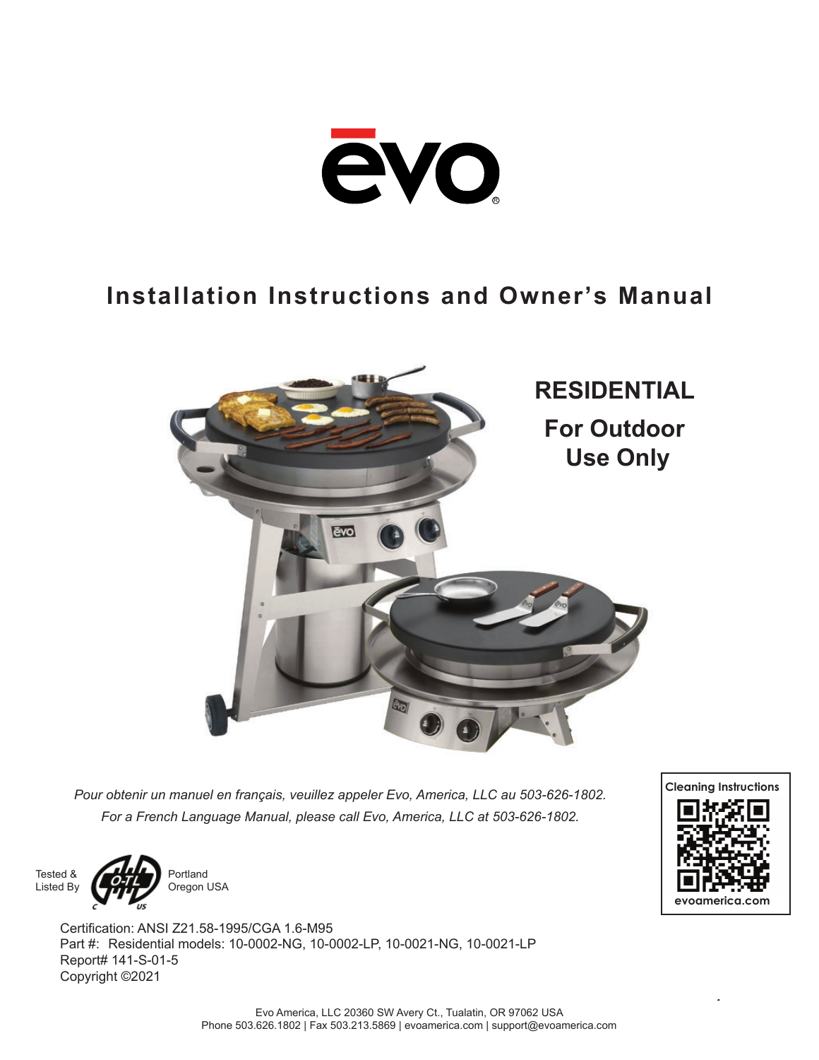# ēvo®

## Installation Instructions and Owner's Manual

**RESIDENTIAL**

**For Outdoor Use Only**

*Pour obtenir un manuel en français, veuillez appeler Evo, America, LLC au 503-626-1802.*

*For a French Language Manual, please call Evo, America, LLC at 503-626-1802.*

Cleaning Instructions

evoamerica.com

Tested & Listed By

Portland Oregon USA

Certification: ANSI Z21.58-1995/CGA 1.6-M95

Part #: Residential models: 10-0002-NG, 10-0002-LP, 10-0021-NG, 10-0021-LP

Report# 141-S-01-5

Copyright ©2021

Evo America, LLC 20360 SW Avery Ct., Tualatin, OR 97062 USA

Phone 503.626.1802 | Fax 503.213.5869 | evoamerica.com | support@evoamerica.com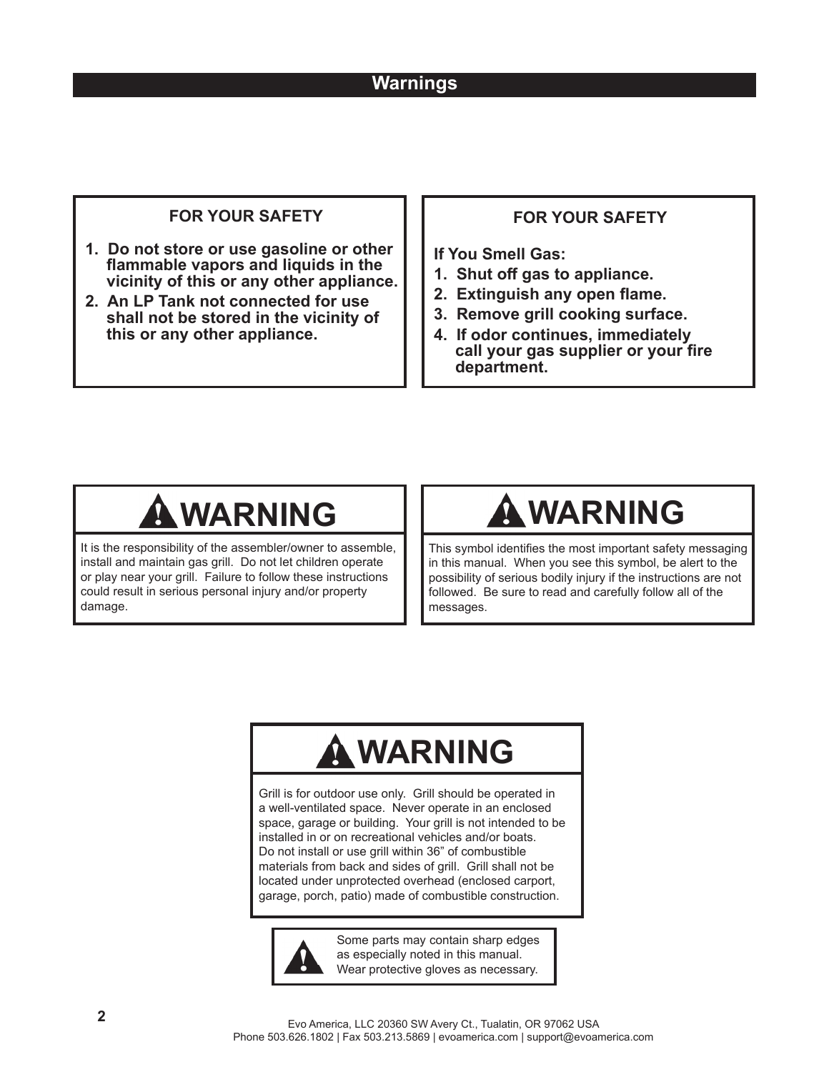# Warnings

### FOR YOUR SAFETY

1. **Do not store or use gasoline or other flammable vapors and liquids in the vicinity of this or any other appliance.**
2. **An LP Tank not connected for use shall not be stored in the vicinity of this or any other appliance.**

### FOR YOUR SAFETY

**If You Smell Gas:**

1. **Shut off gas to appliance.**
2. **Extinguish any open flame.**
3. **Remove grill cooking surface.**
4. **If odor continues, immediately call your gas supplier or your fire department.**

## ⚠ WARNING

It is the responsibility of the assembler/owner to assemble, install and maintain gas grill. Do not let children operate or play near your grill. Failure to follow these instructions could result in serious personal injury and/or property damage.

## ⚠ WARNING

This symbol identifies the most important safety messaging in this manual. When you see this symbol, be alert to the possibility of serious bodily injury if the instructions are not followed. Be sure to read and carefully follow all of the messages.

## ⚠ WARNING

Grill is for outdoor use only. Grill should be operated in a well-ventilated space. Never operate in an enclosed space, garage or building. Your grill is not intended to be installed in or on recreational vehicles and/or boats. Do not install or use grill within 36” of combustible materials from back and sides of grill. Grill shall not be located under unprotected overhead (enclosed carport, garage, porch, patio) made of combustible construction.

⚠ Some parts may contain sharp edges as especially noted in this manual. Wear protective gloves as necessary.

Evo America, LLC 20360 SW Avery Ct., Tualatin, OR 97062 USA
Phone 503.626.1802 | Fax 503.213.5869 | evoamerica.com | support@evoamerica.com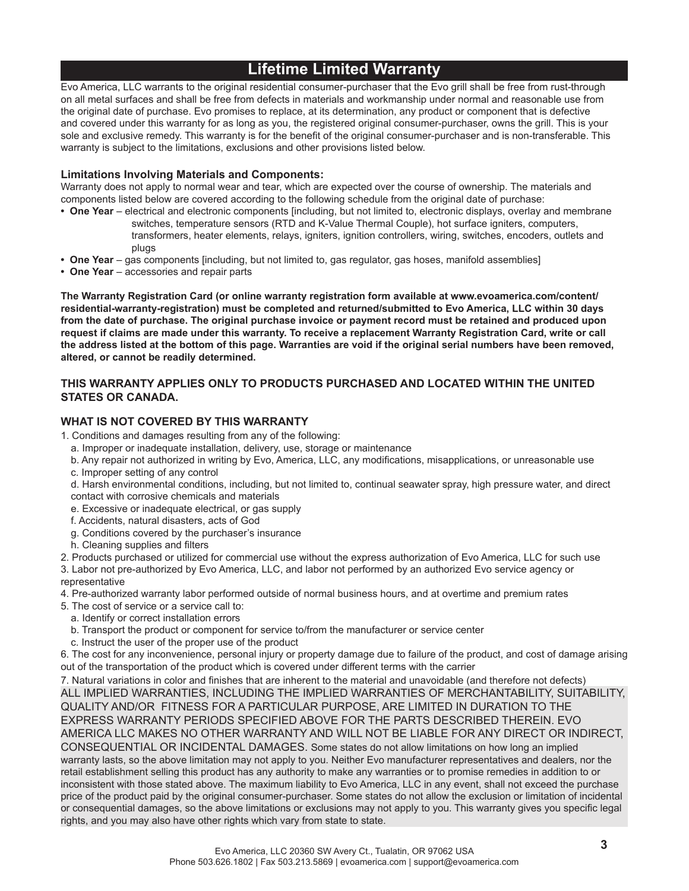# Lifetime Limited Warranty

Evo America, LLC warrants to the original residential consumer-purchaser that the Evo grill shall be free from rust-through on all metal surfaces and shall be free from defects in materials and workmanship under normal and reasonable use from the original date of purchase. Evo promises to replace, at its determination, any product or component that is defective and covered under this warranty for as long as you, the registered original consumer-purchaser, owns the grill. This is your sole and exclusive remedy. This warranty is for the benefit of the original consumer-purchaser and is non-transferable. This warranty is subject to the limitations, exclusions and other provisions listed below.

**Limitations Involving Materials and Components:**

Warranty does not apply to normal wear and tear, which are expected over the course of ownership. The materials and components listed below are covered according to the following schedule from the original date of purchase:

- **One Year** – electrical and electronic components [including, but not limited to, electronic displays, overlay and membrane switches, temperature sensors (RTD and K-Value Thermal Couple), hot surface igniters, computers, transformers, heater elements, relays, igniters, ignition controllers, wiring, switches, encoders, outlets and plugs
- **One Year** – gas components [including, but not limited to, gas regulator, gas hoses, manifold assemblies]
- **One Year** – accessories and repair parts

**The Warranty Registration Card (or online warranty registration form available at www.evoamerica.com/content/residential-warranty-registration) must be completed and returned/submitted to Evo America, LLC within 30 days from the date of purchase. The original purchase invoice or payment record must be retained and produced upon request if claims are made under this warranty. To receive a replacement Warranty Registration Card, write or call the address listed at the bottom of this page. Warranties are void if the original serial numbers have been removed, altered, or cannot be readily determined.**

**THIS WARRANTY APPLIES ONLY TO PRODUCTS PURCHASED AND LOCATED WITHIN THE UNITED STATES OR CANADA.**

**WHAT IS NOT COVERED BY THIS WARRANTY**

1. Conditions and damages resulting from any of the following:
   a. Improper or inadequate installation, delivery, use, storage or maintenance
   b. Any repair not authorized in writing by Evo, America, LLC, any modifications, misapplications, or unreasonable use
   c. Improper setting of any control
   d. Harsh environmental conditions, including, but not limited to, continual seawater spray, high pressure water, and direct contact with corrosive chemicals and materials
   e. Excessive or inadequate electrical, or gas supply
   f. Accidents, natural disasters, acts of God
   g. Conditions covered by the purchaser's insurance
   h. Cleaning supplies and filters
2. Products purchased or utilized for commercial use without the express authorization of Evo America, LLC for such use
3. Labor not pre-authorized by Evo America, LLC, and labor not performed by an authorized Evo service agency or representative
4. Pre-authorized warranty labor performed outside of normal business hours, and at overtime and premium rates
5. The cost of service or a service call to:
   a. Identify or correct installation errors
   b. Transport the product or component for service to/from the manufacturer or service center
   c. Instruct the user of the proper use of the product
6. The cost for any inconvenience, personal injury or property damage due to failure of the product, and cost of damage arising out of the transportation of the product which is covered under different terms with the carrier
7. Natural variations in color and finishes that are inherent to the material and unavoidable (and therefore not defects)

ALL IMPLIED WARRANTIES, INCLUDING THE IMPLIED WARRANTIES OF MERCHANTABILITY, SUITABILITY, QUALITY AND/OR FITNESS FOR A PARTICULAR PURPOSE, ARE LIMITED IN DURATION TO THE EXPRESS WARRANTY PERIODS SPECIFIED ABOVE FOR THE PARTS DESCRIBED THEREIN. EVO AMERICA LLC MAKES NO OTHER WARRANTY AND WILL NOT BE LIABLE FOR ANY DIRECT OR INDIRECT, CONSEQUENTIAL OR INCIDENTAL DAMAGES. Some states do not allow limitations on how long an implied warranty lasts, so the above limitation may not apply to you. Neither Evo manufacturer representatives and dealers, nor the retail establishment selling this product has any authority to make any warranties or to promise remedies in addition to or inconsistent with those stated above. The maximum liability to Evo America, LLC in any event, shall not exceed the purchase price of the product paid by the original consumer-purchaser. Some states do not allow the exclusion or limitation of incidental or consequential damages, so the above limitations or exclusions may not apply to you. This warranty gives you specific legal rights, and you may also have other rights which vary from state to state.

Evo America, LLC 20360 SW Avery Ct., Tualatin, OR 97062 USA
Phone 503.626.1802 | Fax 503.213.5869 | evoamerica.com | support@evoamerica.com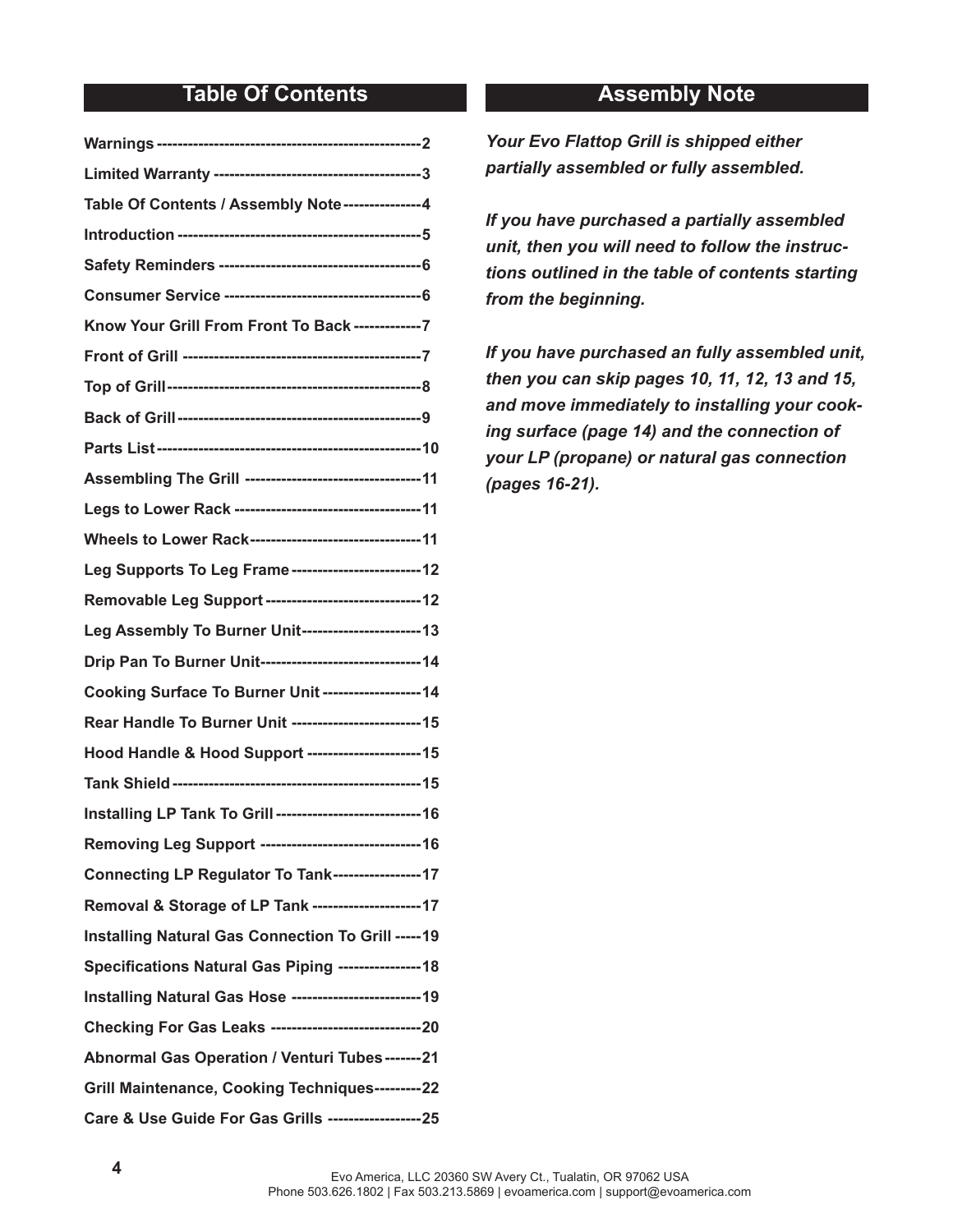## Table Of Contents

| Section | Page |
|---|---|
| **Warnings** | 2 |
| **Limited Warranty** | 3 |
| **Table Of Contents / Assembly Note** | 4 |
| **Introduction** | 5 |
| **Safety Reminders** | 6 |
| **Consumer Service** | 6 |
| **Know Your Grill From Front To Back** | 7 |
| **Front of Grill** | 7 |
| **Top of Grill** | 8 |
| **Back of Grill** | 9 |
| **Parts List** | 10 |
| **Assembling The Grill** | 11 |
| **Legs to Lower Rack** | 11 |
| **Wheels to Lower Rack** | 11 |
| **Leg Supports To Leg Frame** | 12 |
| **Removable Leg Support** | 12 |
| **Leg Assembly To Burner Unit** | 13 |
| **Drip Pan To Burner Unit** | 14 |
| **Cooking Surface To Burner Unit** | 14 |
| **Rear Handle To Burner Unit** | 15 |
| **Hood Handle & Hood Support** | 15 |
| **Tank Shield** | 15 |
| **Installing LP Tank To Grill** | 16 |
| **Removing Leg Support** | 16 |
| **Connecting LP Regulator To Tank** | 17 |
| **Removal & Storage of LP Tank** | 17 |
| **Installing Natural Gas Connection To Grill** | 19 |
| **Specifications Natural Gas Piping** | 18 |
| **Installing Natural Gas Hose** | 19 |
| **Checking For Gas Leaks** | 20 |
| **Abnormal Gas Operation / Venturi Tubes** | 21 |
| **Grill Maintenance, Cooking Techniques** | 22 |
| **Care & Use Guide For Gas Grills** | 25 |

## Assembly Note

***Your Evo Flattop Grill is shipped either partially assembled or fully assembled.***

***If you have purchased a partially assembled unit, then you will need to follow the instructions outlined in the table of contents starting from the beginning.***

***If you have purchased an fully assembled unit, then you can skip pages 10, 11, 12, 13 and 15, and move immediately to installing your cooking surface (page 14) and the connection of your LP (propane) or natural gas connection (pages 16-21).***

Evo America, LLC 20360 SW Avery Ct., Tualatin, OR 97062 USA
Phone 503.626.1802 | Fax 503.213.5869 | evoamerica.com | support@evoamerica.com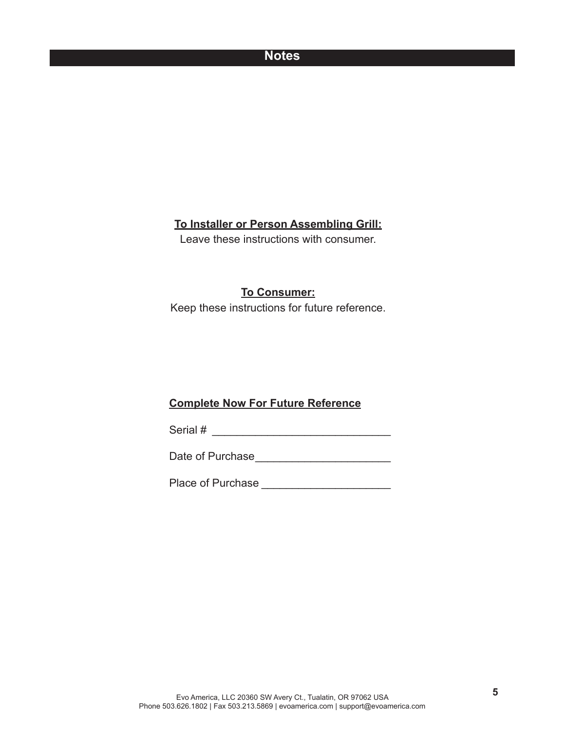## Notes

**To Installer or Person Assembling Grill:**

Leave these instructions with consumer.

**To Consumer:**

Keep these instructions for future reference.

**Complete Now For Future Reference**

Serial # _____________________________

Date of Purchase______________________

Place of Purchase _____________________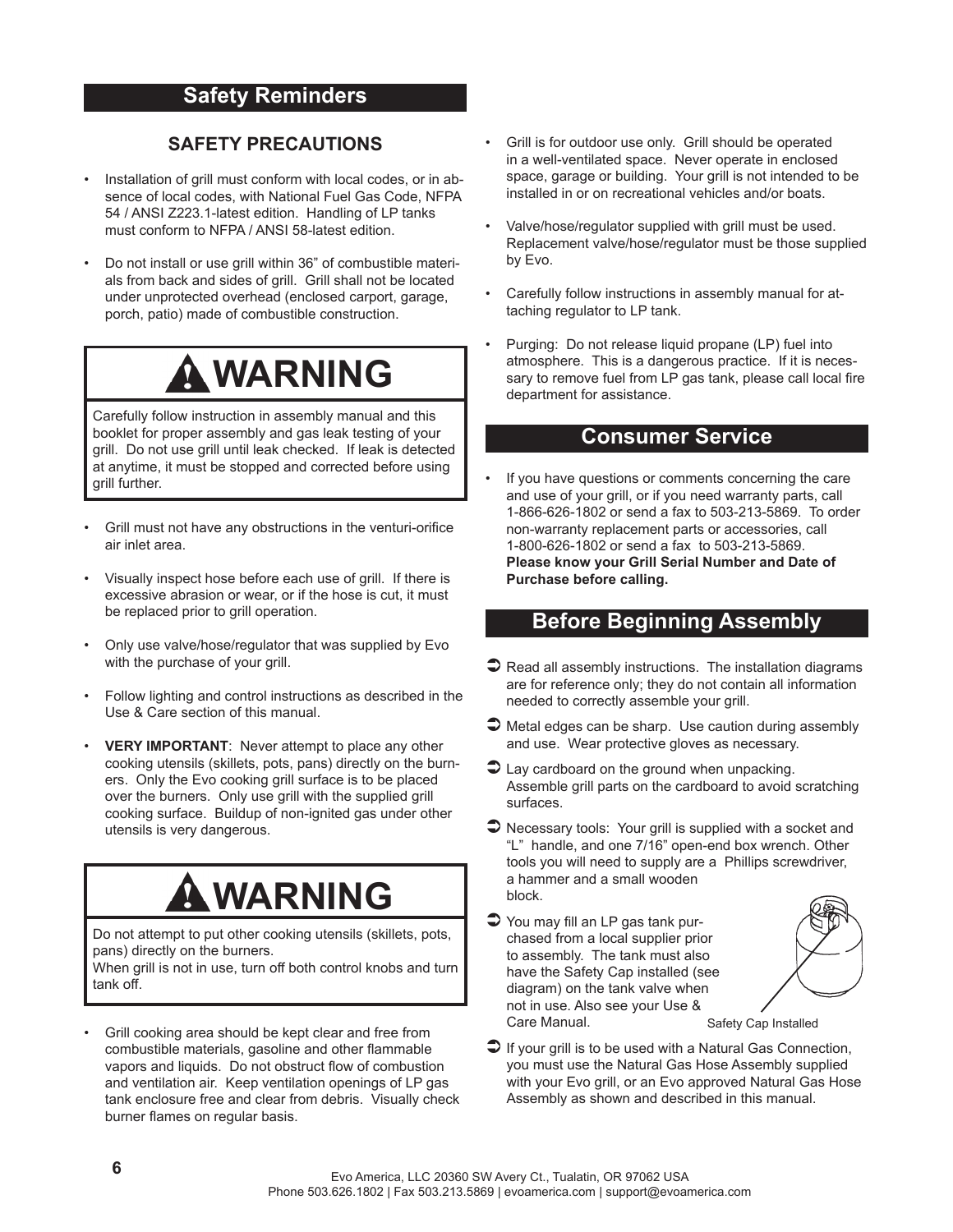## Safety Reminders

### SAFETY PRECAUTIONS

- Installation of grill must conform with local codes, or in absence of local codes, with National Fuel Gas Code, NFPA 54 / ANSI Z223.1-latest edition. Handling of LP tanks must conform to NFPA / ANSI 58-latest edition.
- Do not install or use grill within 36” of combustible materials from back and sides of grill. Grill shall not be located under unprotected overhead (enclosed carport, garage, porch, patio) made of combustible construction.

> **⚠ WARNING**
>
> Carefully follow instruction in assembly manual and this booklet for proper assembly and gas leak testing of your grill. Do not use grill until leak checked. If leak is detected at anytime, it must be stopped and corrected before using grill further.

- Grill must not have any obstructions in the venturi-orifice air inlet area.
- Visually inspect hose before each use of grill. If there is excessive abrasion or wear, or if the hose is cut, it must be replaced prior to grill operation.
- Only use valve/hose/regulator that was supplied by Evo with the purchase of your grill.
- Follow lighting and control instructions as described in the Use & Care section of this manual.
- **VERY IMPORTANT**: Never attempt to place any other cooking utensils (skillets, pots, pans) directly on the burners. Only the Evo cooking grill surface is to be placed over the burners. Only use grill with the supplied grill cooking surface. Buildup of non-ignited gas under other utensils is very dangerous.

> **⚠ WARNING**
>
> Do not attempt to put other cooking utensils (skillets, pots, pans) directly on the burners.
> When grill is not in use, turn off both control knobs and turn tank off.

- Grill cooking area should be kept clear and free from combustible materials, gasoline and other flammable vapors and liquids. Do not obstruct flow of combustion and ventilation air. Keep ventilation openings of LP gas tank enclosure free and clear from debris. Visually check burner flames on regular basis.
- Grill is for outdoor use only. Grill should be operated in a well-ventilated space. Never operate in enclosed space, garage or building. Your grill is not intended to be installed in or on recreational vehicles and/or boats.
- Valve/hose/regulator supplied with grill must be used. Replacement valve/hose/regulator must be those supplied by Evo.
- Carefully follow instructions in assembly manual for attaching regulator to LP tank.
- Purging: Do not release liquid propane (LP) fuel into atmosphere. This is a dangerous practice. If it is necessary to remove fuel from LP gas tank, please call local fire department for assistance.

## Consumer Service

- If you have questions or comments concerning the care and use of your grill, or if you need warranty parts, call 1-866-626-1802 or send a fax to 503-213-5869. To order non-warranty replacement parts or accessories, call 1-800-626-1802 or send a fax to 503-213-5869. **Please know your Grill Serial Number and Date of Purchase before calling.**

## Before Beginning Assembly

- ➲ Read all assembly instructions. The installation diagrams are for reference only; they do not contain all information needed to correctly assemble your grill.
- ➲ Metal edges can be sharp. Use caution during assembly and use. Wear protective gloves as necessary.
- ➲ Lay cardboard on the ground when unpacking. Assemble grill parts on the cardboard to avoid scratching surfaces.
- ➲ Necessary tools: Your grill is supplied with a socket and “L” handle, and one 7/16” open-end box wrench. Other tools you will need to supply are a Phillips screwdriver, a hammer and a small wooden block.
- ➲ You may fill an LP gas tank purchased from a local supplier prior to assembly. The tank must also have the Safety Cap installed (see diagram) on the tank valve when not in use. Also see your Use & Care Manual.

Safety Cap Installed

- ➲ If your grill is to be used with a Natural Gas Connection, you must use the Natural Gas Hose Assembly supplied with your Evo grill, or an Evo approved Natural Gas Hose Assembly as shown and described in this manual.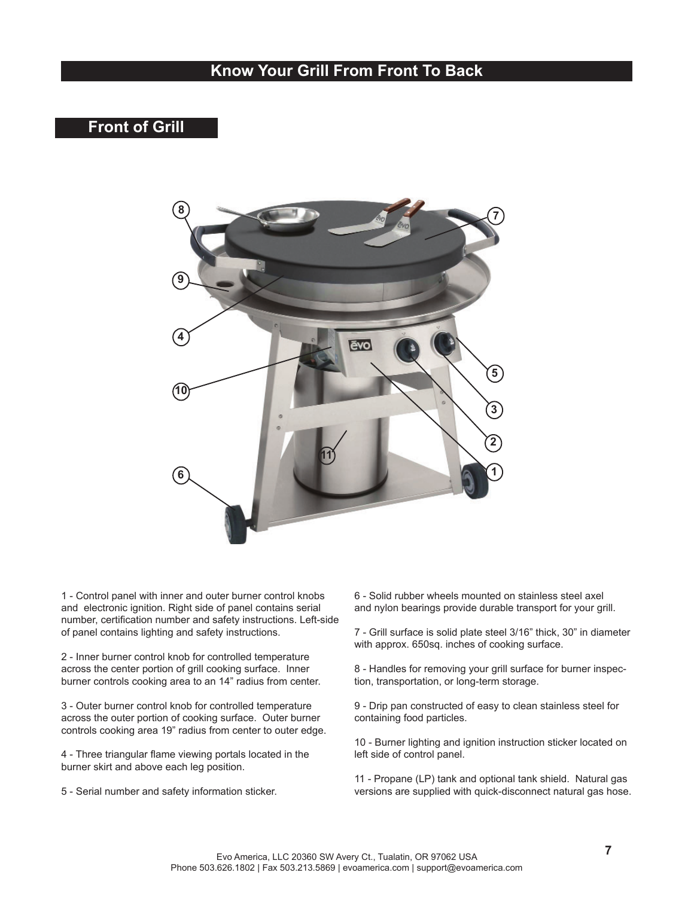# Know Your Grill From Front To Back

## Front of Grill

1 - Control panel with inner and outer burner control knobs and electronic ignition. Right side of panel contains serial number, certification number and safety instructions. Left-side of panel contains lighting and safety instructions.

2 - Inner burner control knob for controlled temperature across the center portion of grill cooking surface. Inner burner controls cooking area to an 14” radius from center.

3 - Outer burner control knob for controlled temperature across the outer portion of cooking surface. Outer burner controls cooking area 19” radius from center to outer edge.

4 - Three triangular flame viewing portals located in the burner skirt and above each leg position.

5 - Serial number and safety information sticker.

6 - Solid rubber wheels mounted on stainless steel axel and nylon bearings provide durable transport for your grill.

7 - Grill surface is solid plate steel 3/16” thick, 30” in diameter with approx. 650sq. inches of cooking surface.

8 - Handles for removing your grill surface for burner inspection, transportation, or long-term storage.

9 - Drip pan constructed of easy to clean stainless steel for containing food particles.

10 - Burner lighting and ignition instruction sticker located on left side of control panel.

11 - Propane (LP) tank and optional tank shield. Natural gas versions are supplied with quick-disconnect natural gas hose.

Evo America, LLC 20360 SW Avery Ct., Tualatin, OR 97062 USA
Phone 503.626.1802 | Fax 503.213.5869 | evoamerica.com | support@evoamerica.com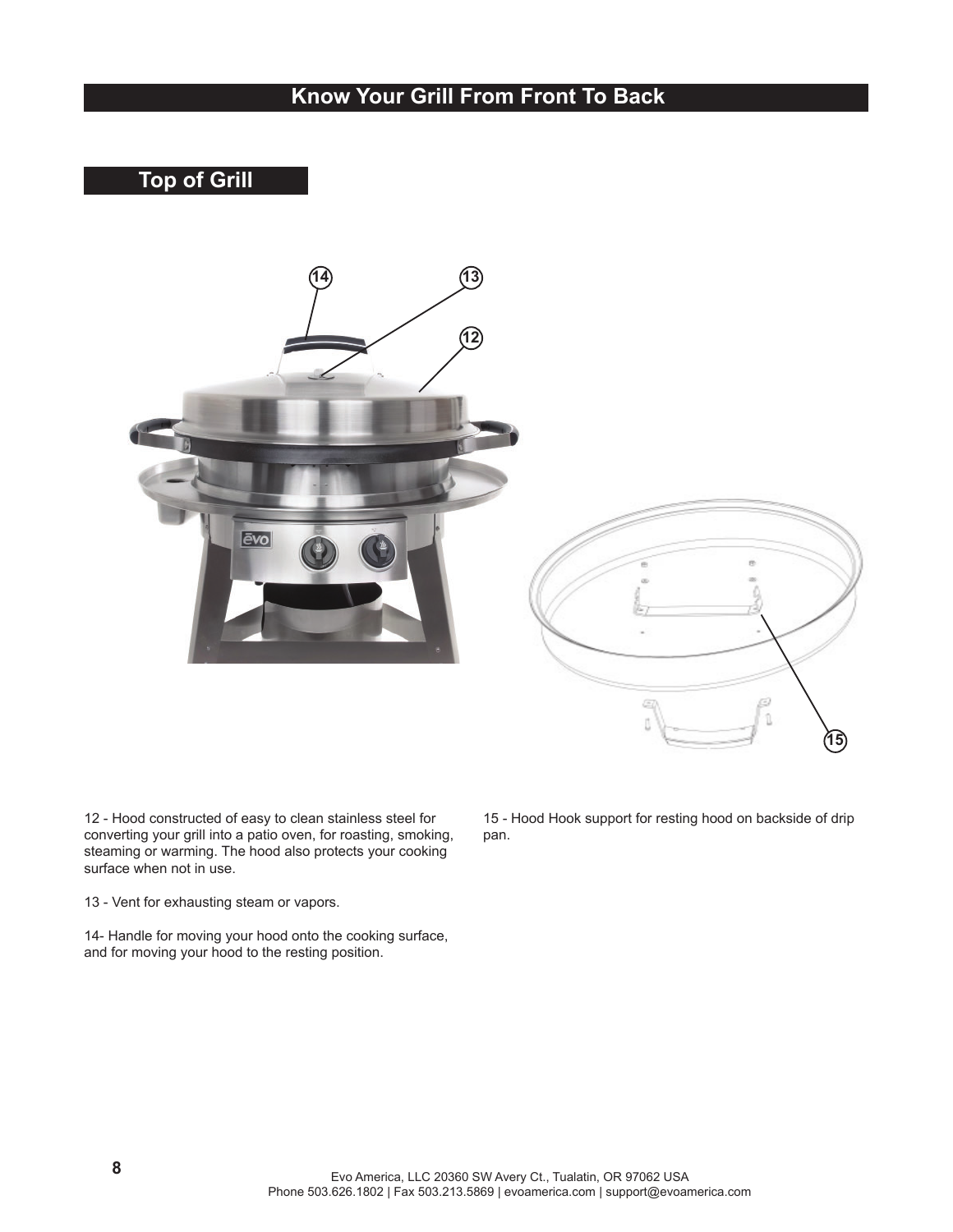# Know Your Grill From Front To Back

## Top of Grill

12 - Hood constructed of easy to clean stainless steel for converting your grill into a patio oven, for roasting, smoking, steaming or warming. The hood also protects your cooking surface when not in use.

13 - Vent for exhausting steam or vapors.

14- Handle for moving your hood onto the cooking surface, and for moving your hood to the resting position.

15 - Hood Hook support for resting hood on backside of drip pan.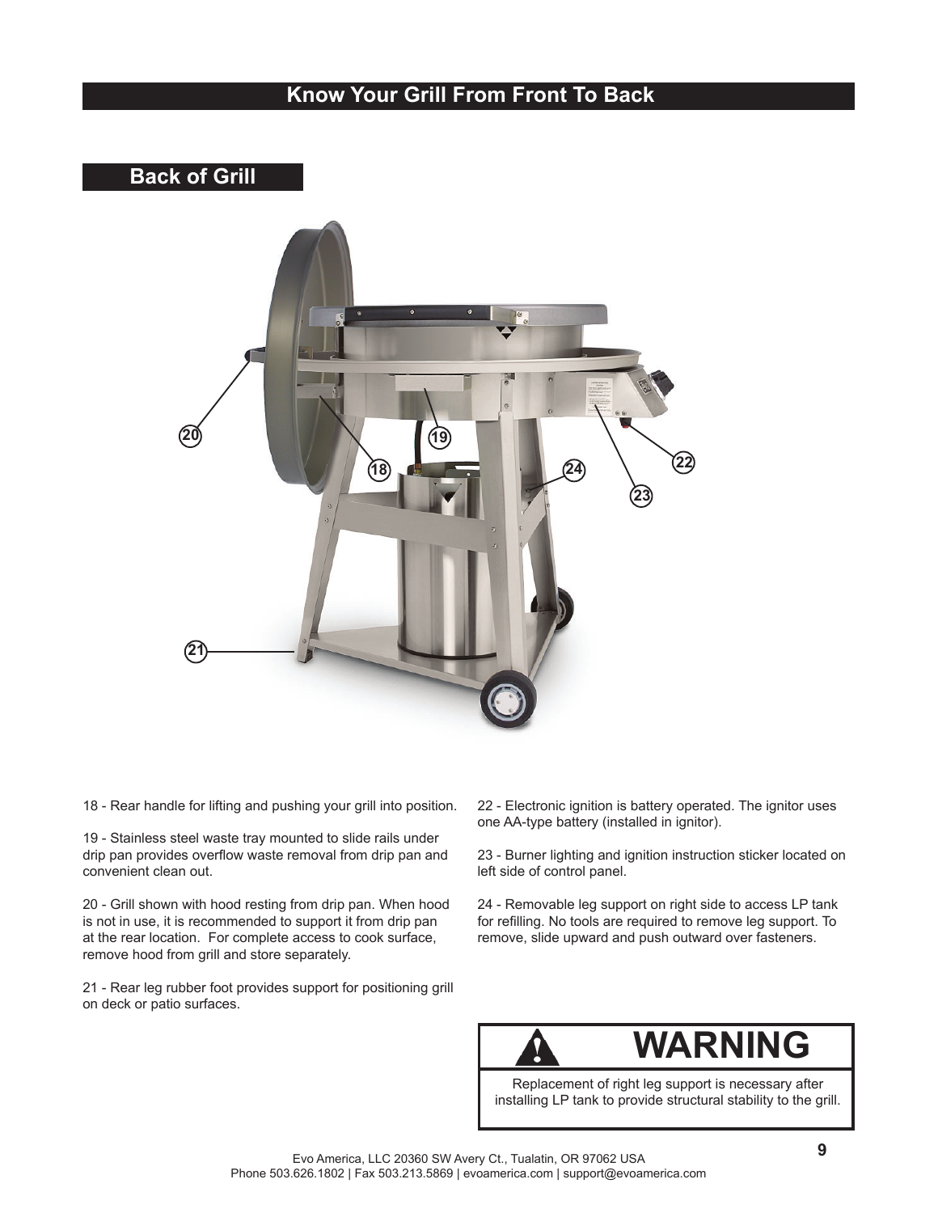# Know Your Grill From Front To Back

## Back of Grill

18 - Rear handle for lifting and pushing your grill into position.

19 - Stainless steel waste tray mounted to slide rails under drip pan provides overflow waste removal from drip pan and convenient clean out.

20 - Grill shown with hood resting from drip pan. When hood is not in use, it is recommended to support it from drip pan at the rear location. For complete access to cook surface, remove hood from grill and store separately.

21 - Rear leg rubber foot provides support for positioning grill on deck or patio surfaces.

22 - Electronic ignition is battery operated. The ignitor uses one AA-type battery (installed in ignitor).

23 - Burner lighting and ignition instruction sticker located on left side of control panel.

24 - Removable leg support on right side to access LP tank for refilling. No tools are required to remove leg support. To remove, slide upward and push outward over fasteners.

**WARNING**

Replacement of right leg support is necessary after installing LP tank to provide structural stability to the grill.

Evo America, LLC 20360 SW Avery Ct., Tualatin, OR 97062 USA
Phone 503.626.1802 | Fax 503.213.5869 | evoamerica.com | support@evoamerica.com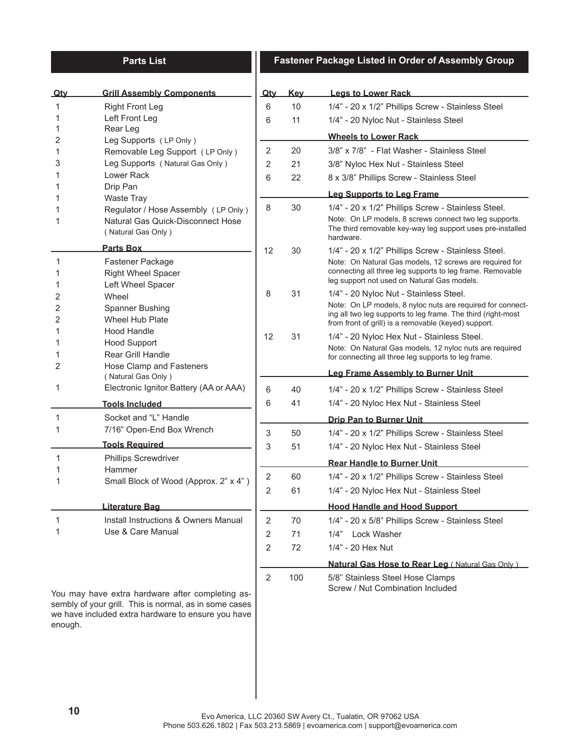## Parts List

| Qty | Grill Assembly Components |
|---|---|
| 1 | Right Front Leg |
| 1 | Left Front Leg |
| 1 | Rear Leg |
| 2 | Leg Supports ( LP Only ) |
| 1 | Removable Leg Support ( LP Only ) |
| 3 | Leg Supports ( Natural Gas Only ) |
| 1 | Lower Rack |
| 1 | Drip Pan |
| 1 | Waste Tray |
| 1 | Regulator / Hose Assembly ( LP Only ) |
| 1 | Natural Gas Quick-Disconnect Hose ( Natural Gas Only ) |

| Qty | Parts Box |
|---|---|
| 1 | Fastener Package |
| 1 | Right Wheel Spacer |
| 1 | Left Wheel Spacer |
| 2 | Wheel |
| 2 | Spanner Bushing |
| 2 | Wheel Hub Plate |
| 1 | Hood Handle |
| 1 | Hood Support |
| 1 | Rear Grill Handle |
| 2 | Hose Clamp and Fasteners ( Natural Gas Only ) |
| 1 | Electronic Ignitor Battery (AA or AAA) |

| Qty | Tools Included |
|---|---|
| 1 | Socket and "L" Handle |
| 1 | 7/16" Open-End Box Wrench |

| Qty | Tools Required |
|---|---|
| 1 | Phillips Screwdriver |
| 1 | Hammer |
| 1 | Small Block of Wood (Approx. 2" x 4" ) |

| Qty | Literature Bag |
|---|---|
| 1 | Install Instructions & Owners Manual |
| 1 | Use & Care Manual |

You may have extra hardware after completing assembly of your grill. This is normal, as in some cases we have included extra hardware to ensure you have enough.

## Fastener Package Listed in Order of Assembly Group

| Qty | Key | Description |
|---|---|---|
| | | **Legs to Lower Rack** |
| 6 | 10 | 1/4" - 20 x 1/2" Phillips Screw - Stainless Steel |
| 6 | 11 | 1/4" - 20 Nyloc Nut - Stainless Steel |
| | | **Wheels to Lower Rack** |
| 2 | 20 | 3/8" x 7/8" - Flat Washer - Stainless Steel |
| 2 | 21 | 3/8" Nyloc Hex Nut - Stainless Steel |
| 6 | 22 | 8 x 3/8" Phillips Screw - Stainless Steel |
| | | **Leg Supports to Leg Frame** |
| 8 | 30 | 1/4" - 20 x 1/2" Phillips Screw - Stainless Steel. Note: On LP models, 8 screws connect two leg supports. The third removable key-way leg support uses pre-installed hardware. |
| 12 | 30 | 1/4" - 20 x 1/2" Phillips Screw - Stainless Steel. Note: On Natural Gas models, 12 screws are required for connecting all three leg supports to leg frame. Removable leg support not used on Natural Gas models. |
| 8 | 31 | 1/4" - 20 Nyloc Nut - Stainless Steel. Note: On LP models, 8 nyloc nuts are required for connecting all two leg supports to leg frame. The third (right-most from front of grill) is a removable (keyed) support. |
| 12 | 31 | 1/4" - 20 Nyloc Hex Nut - Stainless Steel. Note: On Natural Gas models, 12 nyloc nuts are required for connecting all three leg supports to leg frame. |
| | | **Leg Frame Assembly to Burner Unit** |
| 6 | 40 | 1/4" - 20 x 1/2" Phillips Screw - Stainless Steel |
| 6 | 41 | 1/4" - 20 Nyloc Hex Nut - Stainless Steel |
| | | **Drip Pan to Burner Unit** |
| 3 | 50 | 1/4" - 20 x 1/2" Phillips Screw - Stainless Steel |
| 3 | 51 | 1/4" - 20 Nyloc Hex Nut - Stainless Steel |
| | | **Rear Handle to Burner Unit** |
| 2 | 60 | 1/4" - 20 x 1/2" Phillips Screw - Stainless Steel |
| 2 | 61 | 1/4" - 20 Nyloc Hex Nut - Stainless Steel |
| | | **Hood Handle and Hood Support** |
| 2 | 70 | 1/4" - 20 x 5/8" Phillips Screw - Stainless Steel |
| 2 | 71 | 1/4" Lock Washer |
| 2 | 72 | 1/4" - 20 Hex Nut |
| | | **Natural Gas Hose to Rear Leg** ( Natural Gas Only ) |
| 2 | 100 | 5/8" Stainless Steel Hose Clamps Screw / Nut Combination Included |

Evo America, LLC 20360 SW Avery Ct., Tualatin, OR 97062 USA
Phone 503.626.1802 | Fax 503.213.5869 | evoamerica.com | support@evoamerica.com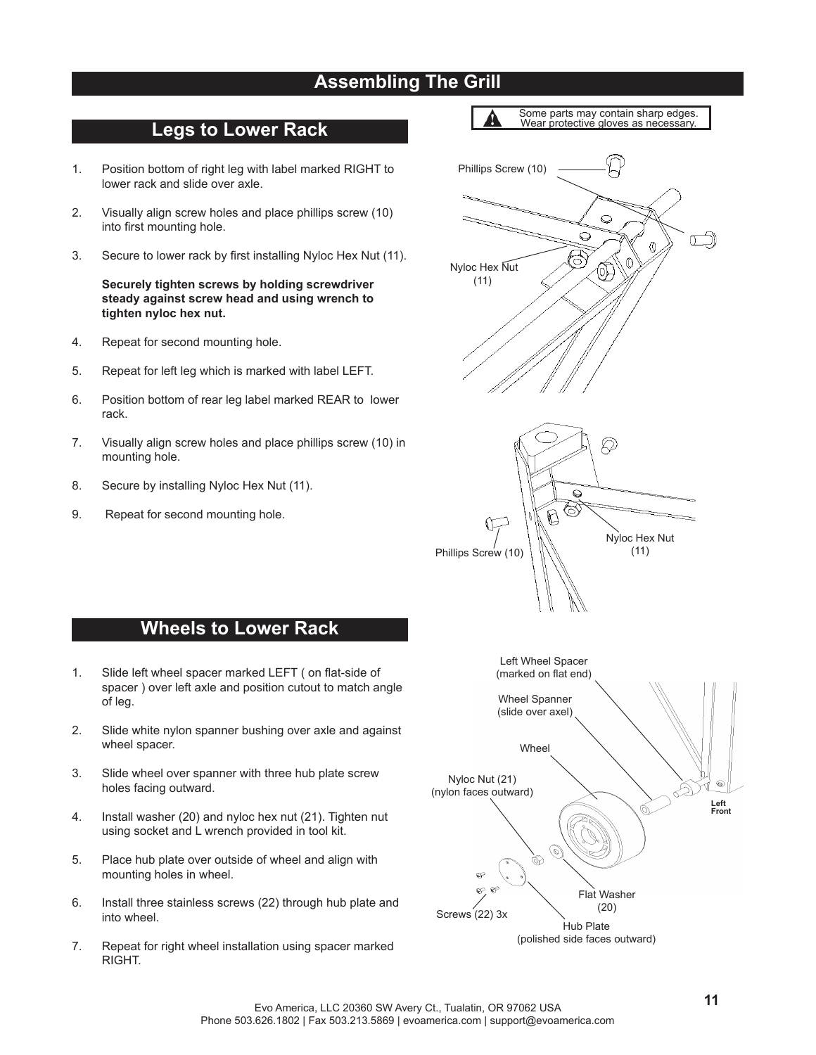# Assembling The Grill

Some parts may contain sharp edges. Wear protective gloves as necessary.

## Legs to Lower Rack

1. Position bottom of right leg with label marked RIGHT to lower rack and slide over axle.
2. Visually align screw holes and place phillips screw (10) into first mounting hole.
3. Secure to lower rack by first installing Nyloc Hex Nut (11).

   **Securely tighten screws by holding screwdriver steady against screw head and using wrench to tighten nyloc hex nut.**

4. Repeat for second mounting hole.
5. Repeat for left leg which is marked with label LEFT.
6. Position bottom of rear leg label marked REAR to lower rack.
7. Visually align screw holes and place phillips screw (10) in mounting hole.
8. Secure by installing Nyloc Hex Nut (11).
9. Repeat for second mounting hole.

Phillips Screw (10)

Nyloc Hex Nut (11)

Phillips Screw (10)

Nyloc Hex Nut (11)

## Wheels to Lower Rack

1. Slide left wheel spacer marked LEFT ( on flat-side of spacer ) over left axle and position cutout to match angle of leg.
2. Slide white nylon spanner bushing over axle and against wheel spacer.
3. Slide wheel over spanner with three hub plate screw holes facing outward.
4. Install washer (20) and nyloc hex nut (21). Tighten nut using socket and L wrench provided in tool kit.
5. Place hub plate over outside of wheel and align with mounting holes in wheel.
6. Install three stainless screws (22) through hub plate and into wheel.
7. Repeat for right wheel installation using spacer marked RIGHT.

Left Wheel Spacer (marked on flat end)

Wheel Spanner (slide over axel)

Wheel

Nyloc Nut (21) (nylon faces outward)

Left Front

Flat Washer (20)

Screws (22) 3x

Hub Plate (polished side faces outward)

Evo America, LLC 20360 SW Avery Ct., Tualatin, OR 97062 USA
Phone 503.626.1802 | Fax 503.213.5869 | evoamerica.com | support@evoamerica.com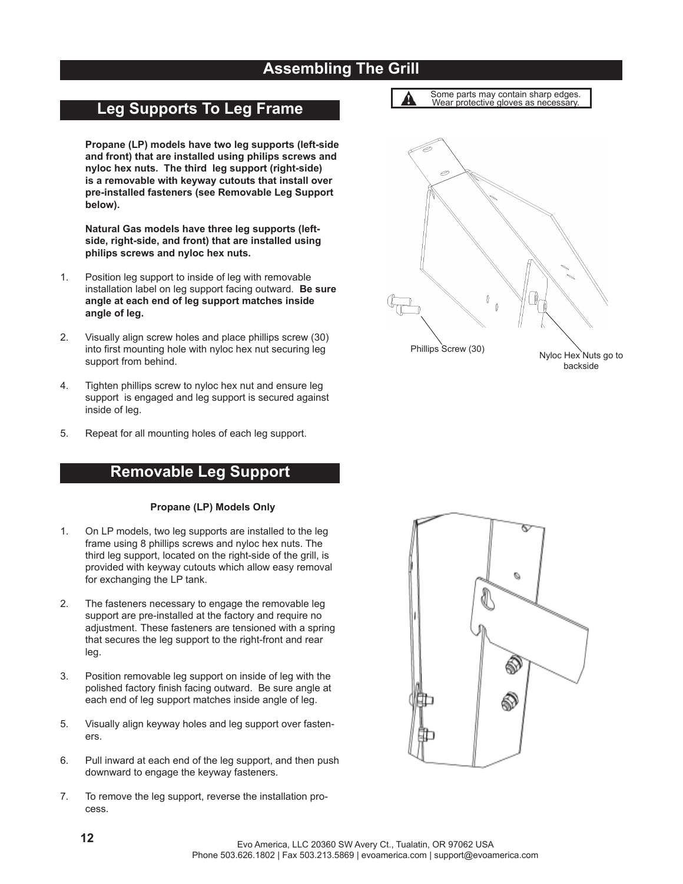# Assembling The Grill

## Leg Supports To Leg Frame

Some parts may contain sharp edges. Wear protective gloves as necessary.

**Propane (LP) models have two leg supports (left-side and front) that are installed using philips screws and nyloc hex nuts. The third leg support (right-side) is a removable with keyway cutouts that install over pre-installed fasteners (see Removable Leg Support below).**

**Natural Gas models have three leg supports (left-side, right-side, and front) that are installed using philips screws and nyloc hex nuts.**

1. Position leg support to inside of leg with removable installation label on leg support facing outward. **Be sure angle at each end of leg support matches inside angle of leg.**
2. Visually align screw holes and place phillips screw (30) into first mounting hole with nyloc hex nut securing leg support from behind.
4. Tighten phillips screw to nyloc hex nut and ensure leg support is engaged and leg support is secured against inside of leg.
5. Repeat for all mounting holes of each leg support.

Phillips Screw (30)

Nyloc Hex Nuts go to backside

## Removable Leg Support

**Propane (LP) Models Only**

1. On LP models, two leg supports are installed to the leg frame using 8 phillips screws and nyloc hex nuts. The third leg support, located on the right-side of the grill, is provided with keyway cutouts which allow easy removal for exchanging the LP tank.
2. The fasteners necessary to engage the removable leg support are pre-installed at the factory and require no adjustment. These fasteners are tensioned with a spring that secures the leg support to the right-front and rear leg.
3. Position removable leg support on inside of leg with the polished factory finish facing outward. Be sure angle at each end of leg support matches inside angle of leg.
5. Visually align keyway holes and leg support over fasteners.
6. Pull inward at each end of the leg support, and then push downward to engage the keyway fasteners.
7. To remove the leg support, reverse the installation process.

Evo America, LLC 20360 SW Avery Ct., Tualatin, OR 97062 USA
Phone 503.626.1802 | Fax 503.213.5869 | evoamerica.com | support@evoamerica.com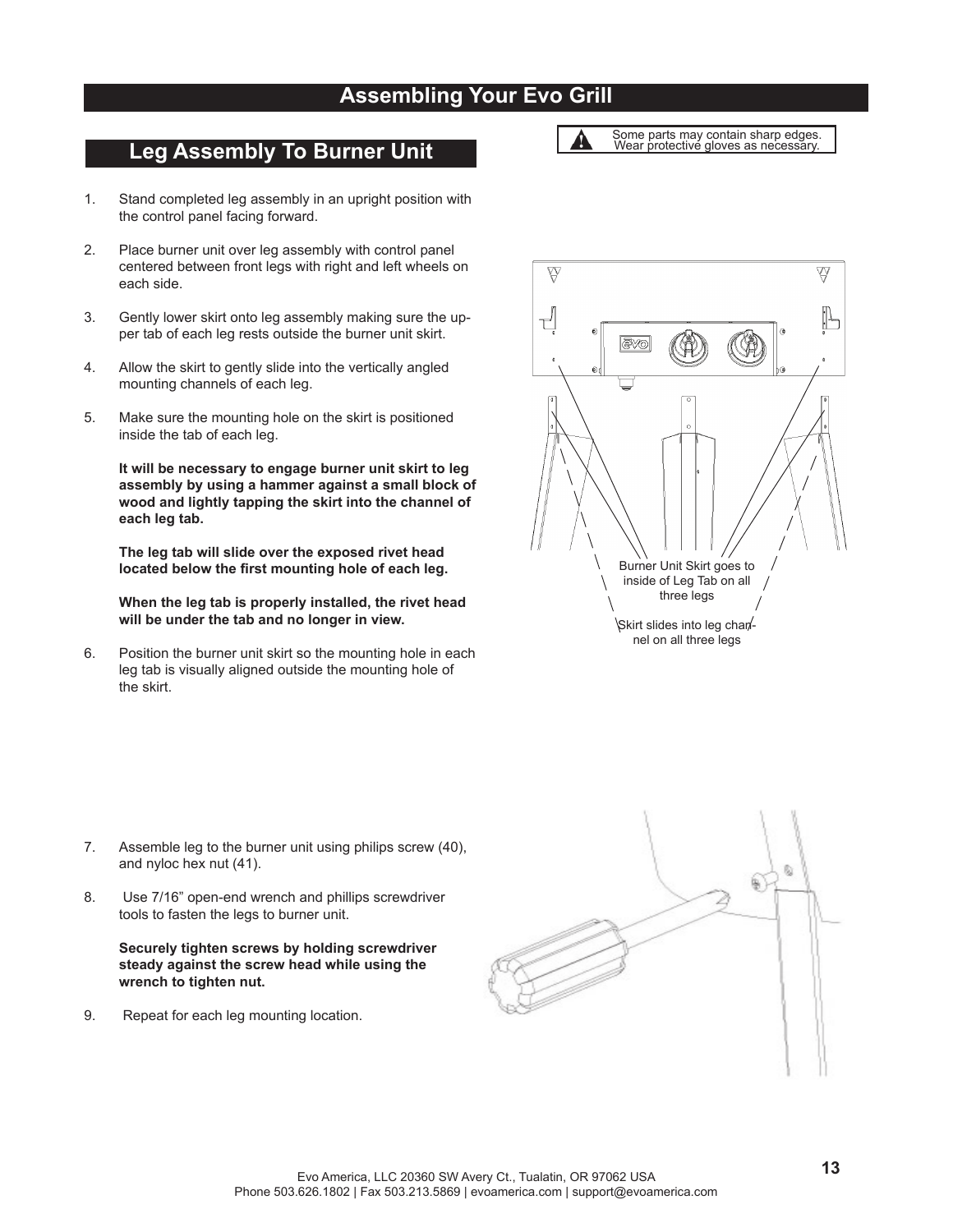# Assembling Your Evo Grill

## Leg Assembly To Burner Unit

Some parts may contain sharp edges. Wear protective gloves as necessary.

1. Stand completed leg assembly in an upright position with the control panel facing forward.

2. Place burner unit over leg assembly with control panel centered between front legs with right and left wheels on each side.

3. Gently lower skirt onto leg assembly making sure the upper tab of each leg rests outside the burner unit skirt.

4. Allow the skirt to gently slide into the vertically angled mounting channels of each leg.

5. Make sure the mounting hole on the skirt is positioned inside the tab of each leg.

   **It will be necessary to engage burner unit skirt to leg assembly by using a hammer against a small block of wood and lightly tapping the skirt into the channel of each leg tab.**

   **The leg tab will slide over the exposed rivet head located below the first mounting hole of each leg.**

   **When the leg tab is properly installed, the rivet head will be under the tab and no longer in view.**

6. Position the burner unit skirt so the mounting hole in each leg tab is visually aligned outside the mounting hole of the skirt.

Burner Unit Skirt goes to inside of Leg Tab on all three legs

Skirt slides into leg channel on all three legs

7. Assemble leg to the burner unit using philips screw (40), and nyloc hex nut (41).

8. Use 7/16" open-end wrench and phillips screwdriver tools to fasten the legs to burner unit.

   **Securely tighten screws by holding screwdriver steady against the screw head while using the wrench to tighten nut.**

9. Repeat for each leg mounting location.

Evo America, LLC 20360 SW Avery Ct., Tualatin, OR 97062 USA
Phone 503.626.1802 | Fax 503.213.5869 | evoamerica.com | support@evoamerica.com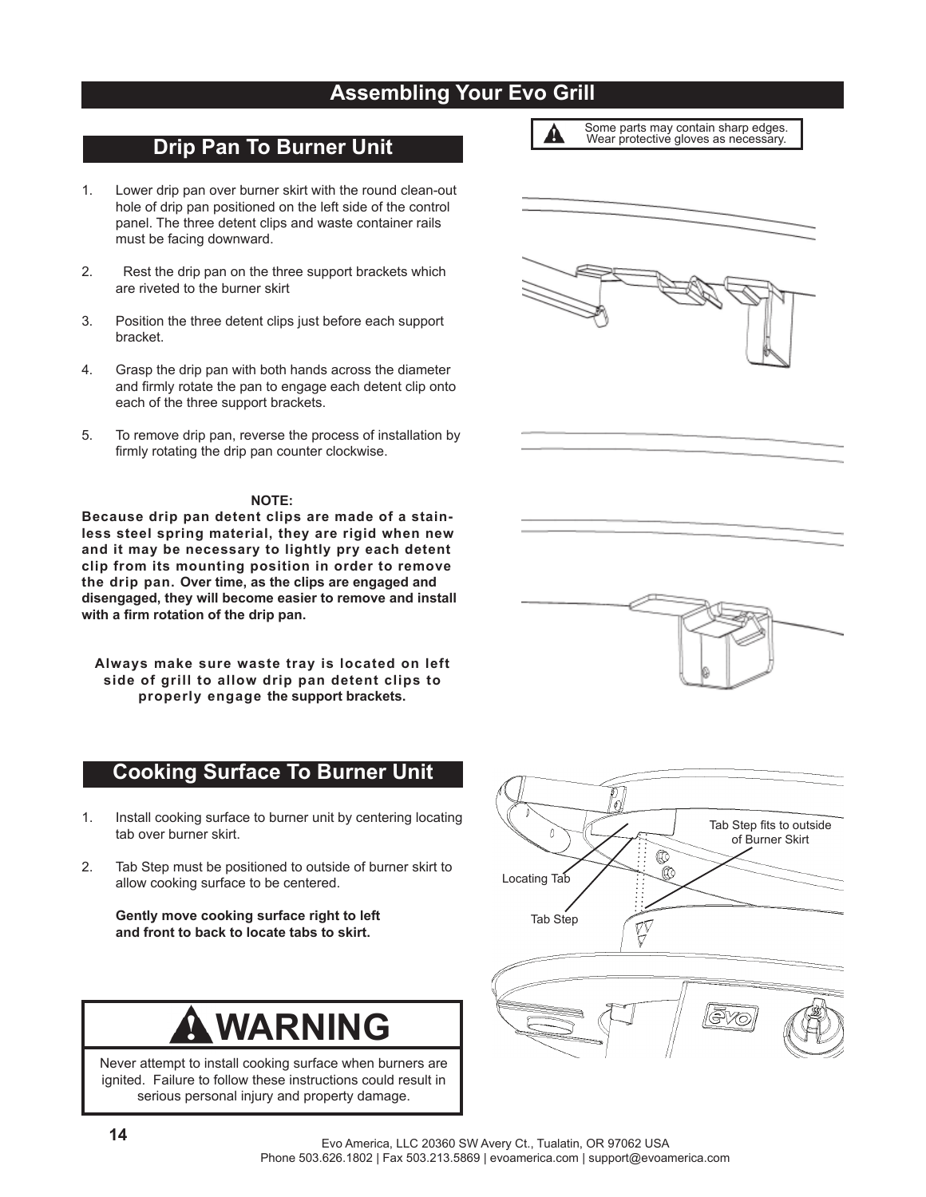# Assembling Your Evo Grill

Some parts may contain sharp edges. Wear protective gloves as necessary.

## Drip Pan To Burner Unit

1. Lower drip pan over burner skirt with the round clean-out hole of drip pan positioned on the left side of the control panel. The three detent clips and waste container rails must be facing downward.
2. Rest the drip pan on the three support brackets which are riveted to the burner skirt
3. Position the three detent clips just before each support bracket.
4. Grasp the drip pan with both hands across the diameter and firmly rotate the pan to engage each detent clip onto each of the three support brackets.
5. To remove drip pan, reverse the process of installation by firmly rotating the drip pan counter clockwise.

**NOTE:**
**Because drip pan detent clips are made of a stainless steel spring material, they are rigid when new and it may be necessary to lightly pry each detent clip from its mounting position in order to remove the drip pan. Over time, as the clips are engaged and disengaged, they will become easier to remove and install with a firm rotation of the drip pan.**

**Always make sure waste tray is located on left side of grill to allow drip pan detent clips to properly engage the support brackets.**

## Cooking Surface To Burner Unit

1. Install cooking surface to burner unit by centering locating tab over burner skirt.
2. Tab Step must be positioned to outside of burner skirt to allow cooking surface to be centered.

   **Gently move cooking surface right to left and front to back to locate tabs to skirt.**

Locating Tab

Tab Step

Tab Step fits to outside of Burner Skirt

# WARNING

Never attempt to install cooking surface when burners are ignited. Failure to follow these instructions could result in serious personal injury and property damage.

Evo America, LLC 20360 SW Avery Ct., Tualatin, OR 97062 USA
Phone 503.626.1802 | Fax 503.213.5869 | evoamerica.com | support@evoamerica.com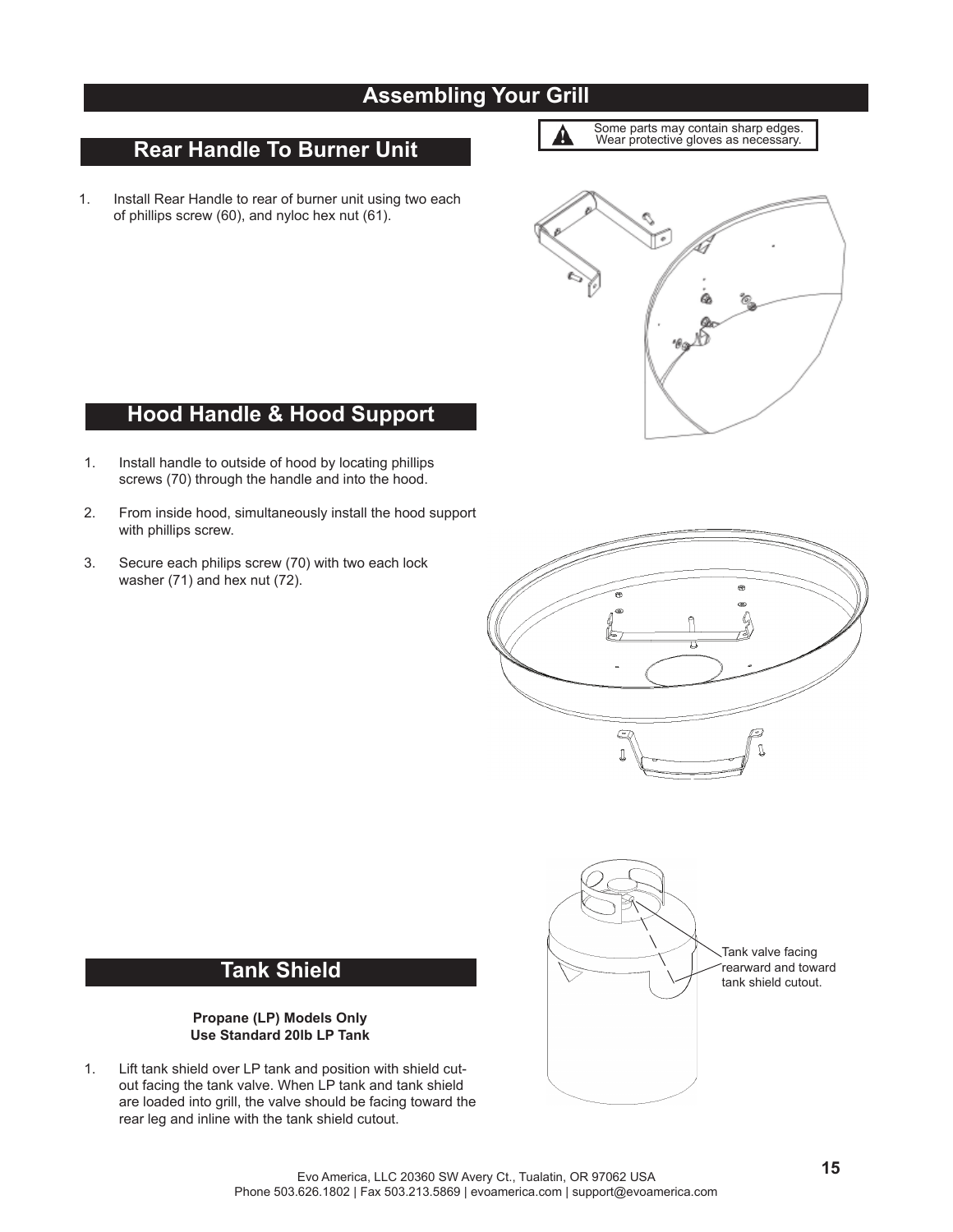# Assembling Your Grill

Some parts may contain sharp edges. Wear protective gloves as necessary.

## Rear Handle To Burner Unit

1. Install Rear Handle to rear of burner unit using two each of phillips screw (60), and nyloc hex nut (61).

## Hood Handle & Hood Support

1. Install handle to outside of hood by locating phillips screws (70) through the handle and into the hood.
2. From inside hood, simultaneously install the hood support with phillips screw.
3. Secure each philips screw (70) with two each lock washer (71) and hex nut (72).

## Tank Shield

**Propane (LP) Models Only**
**Use Standard 20lb LP Tank**

1. Lift tank shield over LP tank and position with shield cut-out facing the tank valve. When LP tank and tank shield are loaded into grill, the valve should be facing toward the rear leg and inline with the tank shield cutout.

Tank valve facing rearward and toward tank shield cutout.

Evo America, LLC 20360 SW Avery Ct., Tualatin, OR 97062 USA
Phone 503.626.1802 | Fax 503.213.5869 | evoamerica.com | support@evoamerica.com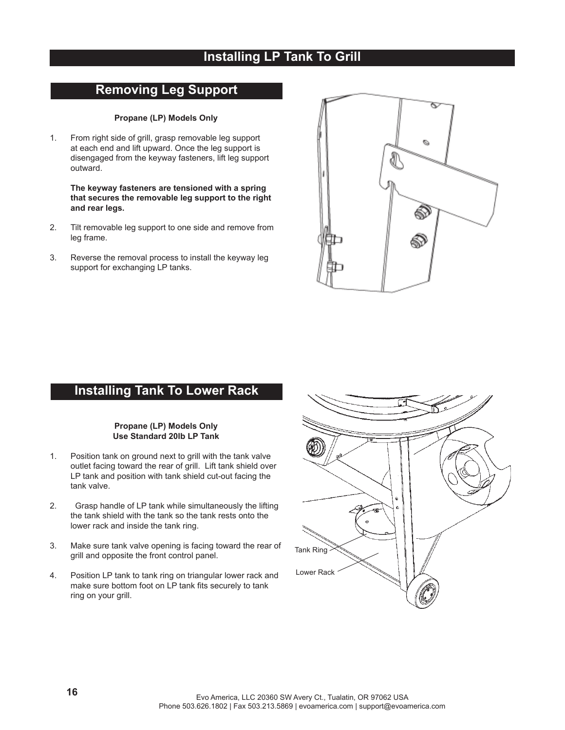# Installing LP Tank To Grill

## Removing Leg Support

**Propane (LP) Models Only**

1. From right side of grill, grasp removable leg support at each end and lift upward. Once the leg support is disengaged from the keyway fasteners, lift leg support outward.

   **The keyway fasteners are tensioned with a spring that secures the removable leg support to the right and rear legs.**

2. Tilt removable leg support to one side and remove from leg frame.

3. Reverse the removal process to install the keyway leg support for exchanging LP tanks.

## Installing Tank To Lower Rack

**Propane (LP) Models Only**
**Use Standard 20lb LP Tank**

1. Position tank on ground next to grill with the tank valve outlet facing toward the rear of grill. Lift tank shield over LP tank and position with tank shield cut-out facing the tank valve.

2. Grasp handle of LP tank while simultaneously the lifting the tank shield with the tank so the tank rests onto the lower rack and inside the tank ring.

3. Make sure tank valve opening is facing toward the rear of grill and opposite the front control panel.

4. Position LP tank to tank ring on triangular lower rack and make sure bottom foot on LP tank fits securely to tank ring on your grill.

Tank Ring

Lower Rack

Evo America, LLC 20360 SW Avery Ct., Tualatin, OR 97062 USA
Phone 503.626.1802 | Fax 503.213.5869 | evoamerica.com | support@evoamerica.com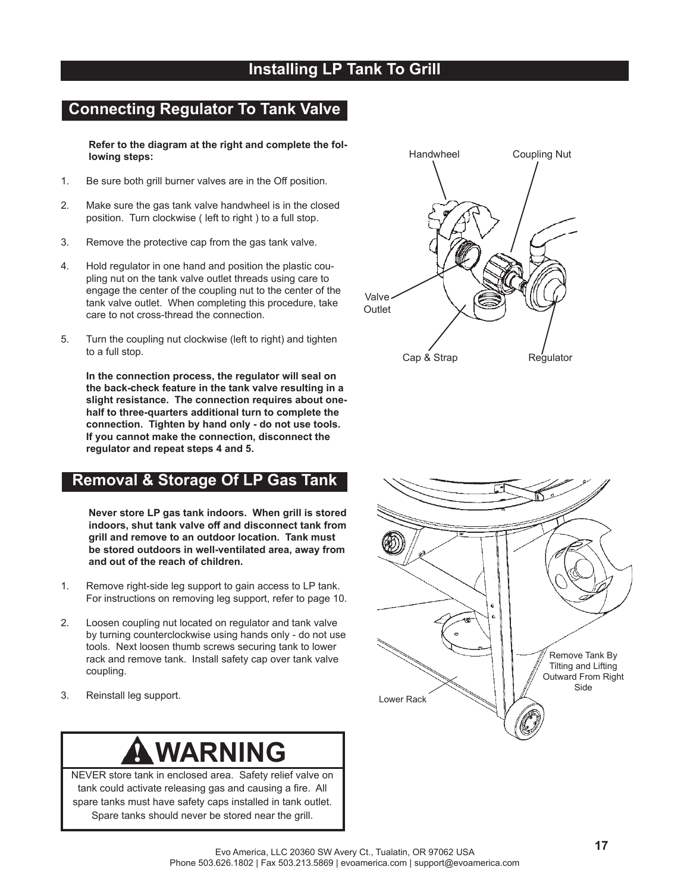# Installing LP Tank To Grill

## Connecting Regulator To Tank Valve

**Refer to the diagram at the right and complete the following steps:**

1. Be sure both grill burner valves are in the Off position.
2. Make sure the gas tank valve handwheel is in the closed position. Turn clockwise ( left to right ) to a full stop.
3. Remove the protective cap from the gas tank valve.
4. Hold regulator in one hand and position the plastic coupling nut on the tank valve outlet threads using care to engage the center of the coupling nut to the center of the tank valve outlet. When completing this procedure, take care to not cross-thread the connection.
5. Turn the coupling nut clockwise (left to right) and tighten to a full stop.

**In the connection process, the regulator will seal on the back-check feature in the tank valve resulting in a slight resistance. The connection requires about one-half to three-quarters additional turn to complete the connection. Tighten by hand only - do not use tools. If you cannot make the connection, disconnect the regulator and repeat steps 4 and 5.**

Handwheel

Coupling Nut

Valve Outlet

Cap & Strap

Regulator

## Removal & Storage Of LP Gas Tank

**Never store LP gas tank indoors. When grill is stored indoors, shut tank valve off and disconnect tank from grill and remove to an outdoor location. Tank must be stored outdoors in well-ventilated area, away from and out of the reach of children.**

1. Remove right-side leg support to gain access to LP tank. For instructions on removing leg support, refer to page 10.
2. Loosen coupling nut located on regulator and tank valve by turning counterclockwise using hands only - do not use tools. Next loosen thumb screws securing tank to lower rack and remove tank. Install safety cap over tank valve coupling.
3. Reinstall leg support.

Remove Tank By Tilting and Lifting Outward From Right Side

Lower Rack

**WARNING**

NEVER store tank in enclosed area. Safety relief valve on tank could activate releasing gas and causing a fire. All spare tanks must have safety caps installed in tank outlet. Spare tanks should never be stored near the grill.

Evo America, LLC 20360 SW Avery Ct., Tualatin, OR 97062 USA
Phone 503.626.1802 | Fax 503.213.5869 | evoamerica.com | support@evoamerica.com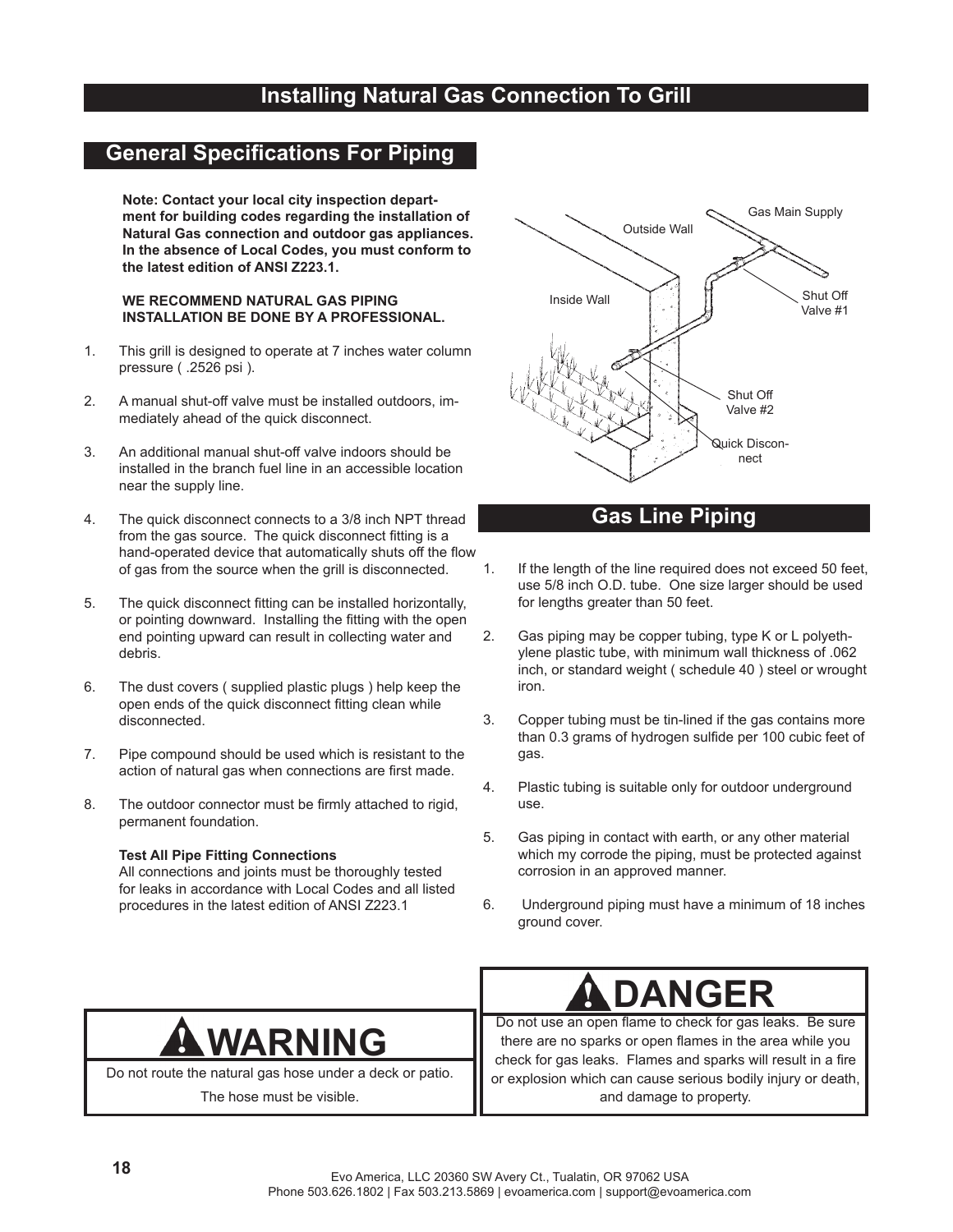# Installing Natural Gas Connection To Grill

## General Specifications For Piping

**Note: Contact your local city inspection department for building codes regarding the installation of Natural Gas connection and outdoor gas appliances. In the absence of Local Codes, you must conform to the latest edition of ANSI Z223.1.**

**WE RECOMMEND NATURAL GAS PIPING INSTALLATION BE DONE BY A PROFESSIONAL.**

1. This grill is designed to operate at 7 inches water column pressure ( .2526 psi ).
2. A manual shut-off valve must be installed outdoors, immediately ahead of the quick disconnect.
3. An additional manual shut-off valve indoors should be installed in the branch fuel line in an accessible location near the supply line.
4. The quick disconnect connects to a 3/8 inch NPT thread from the gas source. The quick disconnect fitting is a hand-operated device that automatically shuts off the flow of gas from the source when the grill is disconnected.
5. The quick disconnect fitting can be installed horizontally, or pointing downward. Installing the fitting with the open end pointing upward can result in collecting water and debris.
6. The dust covers ( supplied plastic plugs ) help keep the open ends of the quick disconnect fitting clean while disconnected.
7. Pipe compound should be used which is resistant to the action of natural gas when connections are first made.
8. The outdoor connector must be firmly attached to rigid, permanent foundation.

**Test All Pipe Fitting Connections**
All connections and joints must be thoroughly tested for leaks in accordance with Local Codes and all listed procedures in the latest edition of ANSI Z223.1

Gas Main Supply
Outside Wall
Inside Wall
Shut Off Valve #1
Shut Off Valve #2
Quick Disconnect

## Gas Line Piping

1. If the length of the line required does not exceed 50 feet, use 5/8 inch O.D. tube. One size larger should be used for lengths greater than 50 feet.
2. Gas piping may be copper tubing, type K or L polyethylene plastic tube, with minimum wall thickness of .062 inch, or standard weight ( schedule 40 ) steel or wrought iron.
3. Copper tubing must be tin-lined if the gas contains more than 0.3 grams of hydrogen sulfide per 100 cubic feet of gas.
4. Plastic tubing is suitable only for outdoor underground use.
5. Gas piping in contact with earth, or any other material which my corrode the piping, must be protected against corrosion in an approved manner.
6. Underground piping must have a minimum of 18 inches ground cover.

**⚠ WARNING**

Do not route the natural gas hose under a deck or patio. The hose must be visible.

**⚠ DANGER**

Do not use an open flame to check for gas leaks. Be sure there are no sparks or open flames in the area while you check for gas leaks. Flames and sparks will result in a fire or explosion which can cause serious bodily injury or death, and damage to property.

Evo America, LLC 20360 SW Avery Ct., Tualatin, OR 97062 USA
Phone 503.626.1802 | Fax 503.213.5869 | evoamerica.com | support@evoamerica.com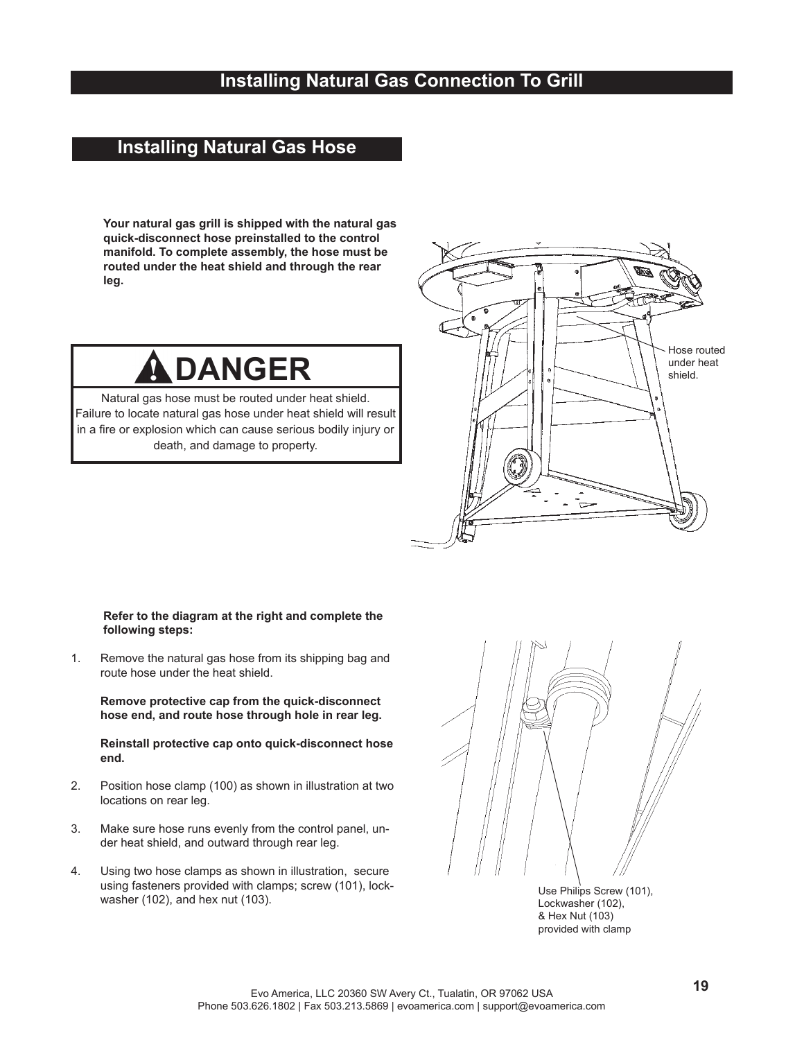# Installing Natural Gas Connection To Grill

## Installing Natural Gas Hose

**Your natural gas grill is shipped with the natural gas quick-disconnect hose preinstalled to the control manifold. To complete assembly, the hose must be routed under the heat shield and through the rear leg.**

> **⚠ DANGER**
>
> Natural gas hose must be routed under heat shield. Failure to locate natural gas hose under heat shield will result in a fire or explosion which can cause serious bodily injury or death, and damage to property.

Hose routed under heat shield.

**Refer to the diagram at the right and complete the following steps:**

1. Remove the natural gas hose from its shipping bag and route hose under the heat shield.

   **Remove protective cap from the quick-disconnect hose end, and route hose through hole in rear leg.**

   **Reinstall protective cap onto quick-disconnect hose end.**

2. Position hose clamp (100) as shown in illustration at two locations on rear leg.

3. Make sure hose runs evenly from the control panel, under heat shield, and outward through rear leg.

4. Using two hose clamps as shown in illustration, secure using fasteners provided with clamps; screw (101), lockwasher (102), and hex nut (103).

Use Philips Screw (101), Lockwasher (102), & Hex Nut (103) provided with clamp

Evo America, LLC 20360 SW Avery Ct., Tualatin, OR 97062 USA
Phone 503.626.1802 | Fax 503.213.5869 | evoamerica.com | support@evoamerica.com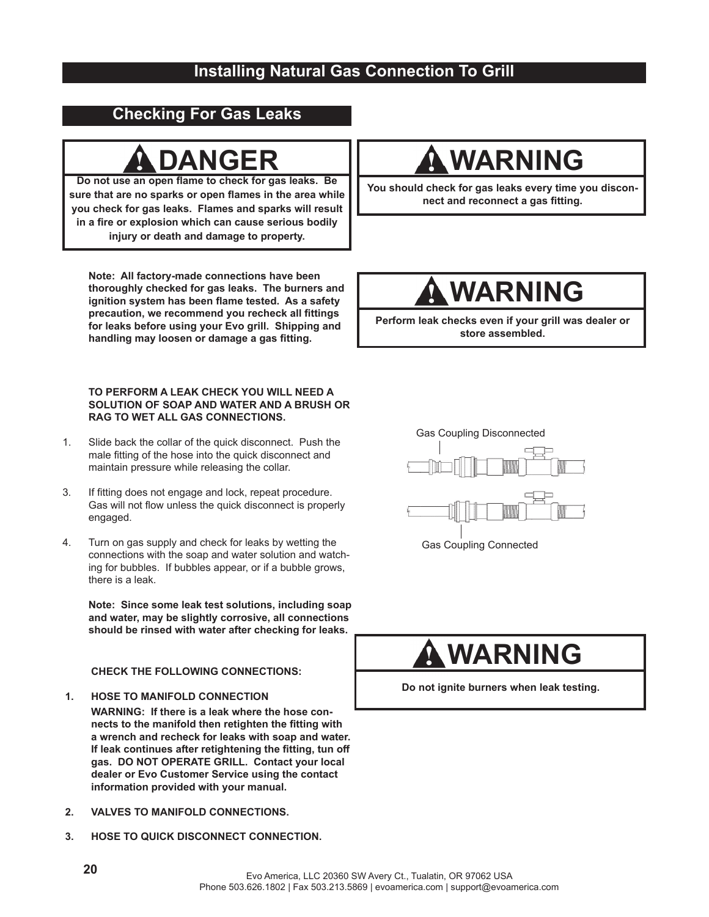# Installing Natural Gas Connection To Grill

## Checking For Gas Leaks

**DANGER**

**Do not use an open flame to check for gas leaks. Be sure that are no sparks or open flames in the area while you check for gas leaks. Flames and sparks will result in a fire or explosion which can cause serious bodily injury or death and damage to property.**

**WARNING**

**You should check for gas leaks every time you disconnect and reconnect a gas fitting.**

**Note: All factory-made connections have been thoroughly checked for gas leaks. The burners and ignition system has been flame tested. As a safety precaution, we recommend you recheck all fittings for leaks before using your Evo grill. Shipping and handling may loosen or damage a gas fitting.**

**WARNING**

**Perform leak checks even if your grill was dealer or store assembled.**

**TO PERFORM A LEAK CHECK YOU WILL NEED A SOLUTION OF SOAP AND WATER AND A BRUSH OR RAG TO WET ALL GAS CONNECTIONS.**

1. Slide back the collar of the quick disconnect. Push the male fitting of the hose into the quick disconnect and maintain pressure while releasing the collar.

3. If fitting does not engage and lock, repeat procedure. Gas will not flow unless the quick disconnect is properly engaged.

4. Turn on gas supply and check for leaks by wetting the connections with the soap and water solution and watching for bubbles. If bubbles appear, or if a bubble grows, there is a leak.

**Note: Since some leak test solutions, including soap and water, may be slightly corrosive, all connections should be rinsed with water after checking for leaks.**

Gas Coupling Disconnected

Gas Coupling Connected

**WARNING**

**Do not ignite burners when leak testing.**

**CHECK THE FOLLOWING CONNECTIONS:**

1. **HOSE TO MANIFOLD CONNECTION**

   **WARNING: If there is a leak where the hose connects to the manifold then retighten the fitting with a wrench and recheck for leaks with soap and water. If leak continues after retightening the fitting, tun off gas. DO NOT OPERATE GRILL. Contact your local dealer or Evo Customer Service using the contact information provided with your manual.**

2. **VALVES TO MANIFOLD CONNECTIONS.**

3. **HOSE TO QUICK DISCONNECT CONNECTION.**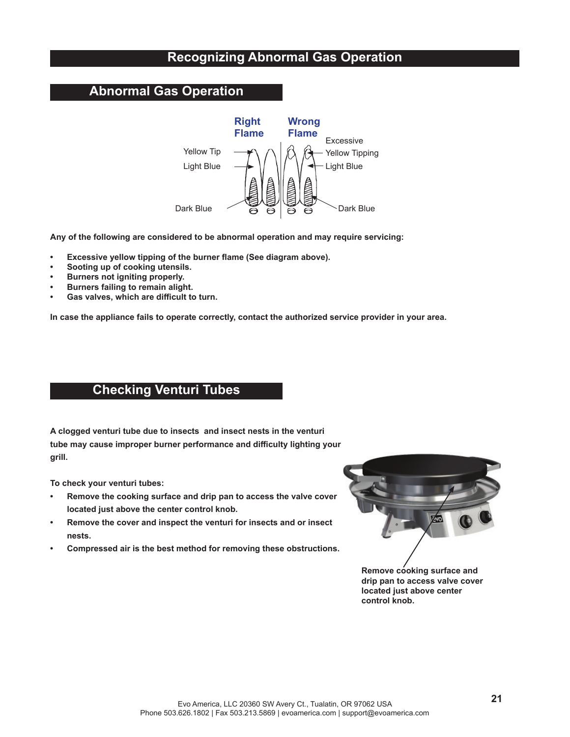# Recognizing Abnormal Gas Operation

## Abnormal Gas Operation

Right Flame | Wrong Flame

Yellow Tip — Light Blue — Dark Blue | Excessive Yellow Tipping — Light Blue — Dark Blue

**Any of the following are considered to be abnormal operation and may require servicing:**

- **Excessive yellow tipping of the burner flame (See diagram above).**
- **Sooting up of cooking utensils.**
- **Burners not igniting properly.**
- **Burners failing to remain alight.**
- **Gas valves, which are difficult to turn.**

**In case the appliance fails to operate correctly, contact the authorized service provider in your area.**

## Checking Venturi Tubes

**A clogged venturi tube due to insects and insect nests in the venturi tube may cause improper burner performance and difficulty lighting your grill.**

**To check your venturi tubes:**

- **Remove the cooking surface and drip pan to access the valve cover located just above the center control knob.**
- **Remove the cover and inspect the venturi for insects and or insect nests.**
- **Compressed air is the best method for removing these obstructions.**

**Remove cooking surface and drip pan to access valve cover located just above center control knob.**

Evo America, LLC 20360 SW Avery Ct., Tualatin, OR 97062 USA
Phone 503.626.1802 | Fax 503.213.5869 | evoamerica.com | support@evoamerica.com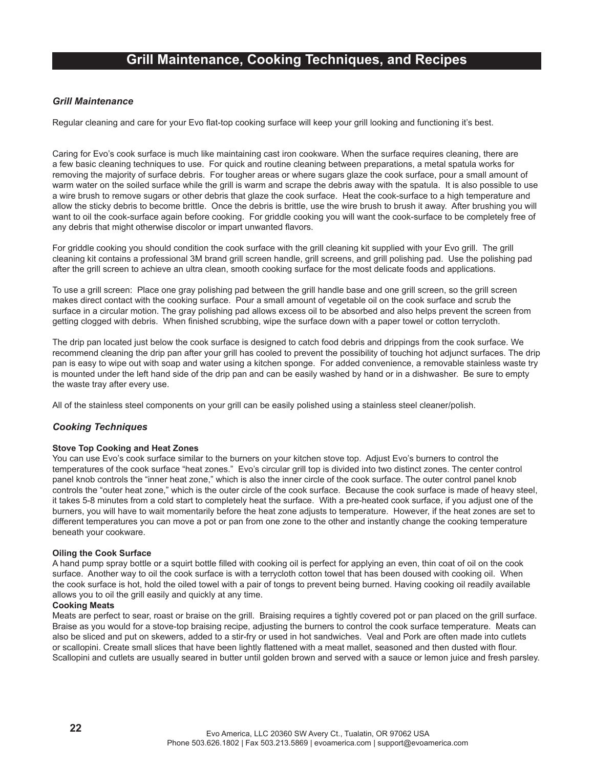# Grill Maintenance, Cooking Techniques, and Recipes

## *Grill Maintenance*

Regular cleaning and care for your Evo flat-top cooking surface will keep your grill looking and functioning it's best.

Caring for Evo's cook surface is much like maintaining cast iron cookware. When the surface requires cleaning, there are a few basic cleaning techniques to use. For quick and routine cleaning between preparations, a metal spatula works for removing the majority of surface debris. For tougher areas or where sugars glaze the cook surface, pour a small amount of warm water on the soiled surface while the grill is warm and scrape the debris away with the spatula. It is also possible to use a wire brush to remove sugars or other debris that glaze the cook surface. Heat the cook-surface to a high temperature and allow the sticky debris to become brittle. Once the debris is brittle, use the wire brush to brush it away. After brushing you will want to oil the cook-surface again before cooking. For griddle cooking you will want the cook-surface to be completely free of any debris that might otherwise discolor or impart unwanted flavors.

For griddle cooking you should condition the cook surface with the grill cleaning kit supplied with your Evo grill. The grill cleaning kit contains a professional 3M brand grill screen handle, grill screens, and grill polishing pad. Use the polishing pad after the grill screen to achieve an ultra clean, smooth cooking surface for the most delicate foods and applications.

To use a grill screen: Place one gray polishing pad between the grill handle base and one grill screen, so the grill screen makes direct contact with the cooking surface. Pour a small amount of vegetable oil on the cook surface and scrub the surface in a circular motion. The gray polishing pad allows excess oil to be absorbed and also helps prevent the screen from getting clogged with debris. When finished scrubbing, wipe the surface down with a paper towel or cotton terrycloth.

The drip pan located just below the cook surface is designed to catch food debris and drippings from the cook surface. We recommend cleaning the drip pan after your grill has cooled to prevent the possibility of touching hot adjunct surfaces. The drip pan is easy to wipe out with soap and water using a kitchen sponge. For added convenience, a removable stainless waste try is mounted under the left hand side of the drip pan and can be easily washed by hand or in a dishwasher. Be sure to empty the waste tray after every use.

All of the stainless steel components on your grill can be easily polished using a stainless steel cleaner/polish.

## *Cooking Techniques*

**Stove Top Cooking and Heat Zones**

You can use Evo's cook surface similar to the burners on your kitchen stove top. Adjust Evo's burners to control the temperatures of the cook surface "heat zones." Evo's circular grill top is divided into two distinct zones. The center control panel knob controls the "inner heat zone," which is also the inner circle of the cook surface. The outer control panel knob controls the "outer heat zone," which is the outer circle of the cook surface. Because the cook surface is made of heavy steel, it takes 5-8 minutes from a cold start to completely heat the surface. With a pre-heated cook surface, if you adjust one of the burners, you will have to wait momentarily before the heat zone adjusts to temperature. However, if the heat zones are set to different temperatures you can move a pot or pan from one zone to the other and instantly change the cooking temperature beneath your cookware.

**Oiling the Cook Surface**

A hand pump spray bottle or a squirt bottle filled with cooking oil is perfect for applying an even, thin coat of oil on the cook surface. Another way to oil the cook surface is with a terrycloth cotton towel that has been doused with cooking oil. When the cook surface is hot, hold the oiled towel with a pair of tongs to prevent being burned. Having cooking oil readily available allows you to oil the grill easily and quickly at any time.

**Cooking Meats**

Meats are perfect to sear, roast or braise on the grill. Braising requires a tightly covered pot or pan placed on the grill surface. Braise as you would for a stove-top braising recipe, adjusting the burners to control the cook surface temperature. Meats can also be sliced and put on skewers, added to a stir-fry or used in hot sandwiches. Veal and Pork are often made into cutlets or scallopini. Create small slices that have been lightly flattened with a meat mallet, seasoned and then dusted with flour. Scallopini and cutlets are usually seared in butter until golden brown and served with a sauce or lemon juice and fresh parsley.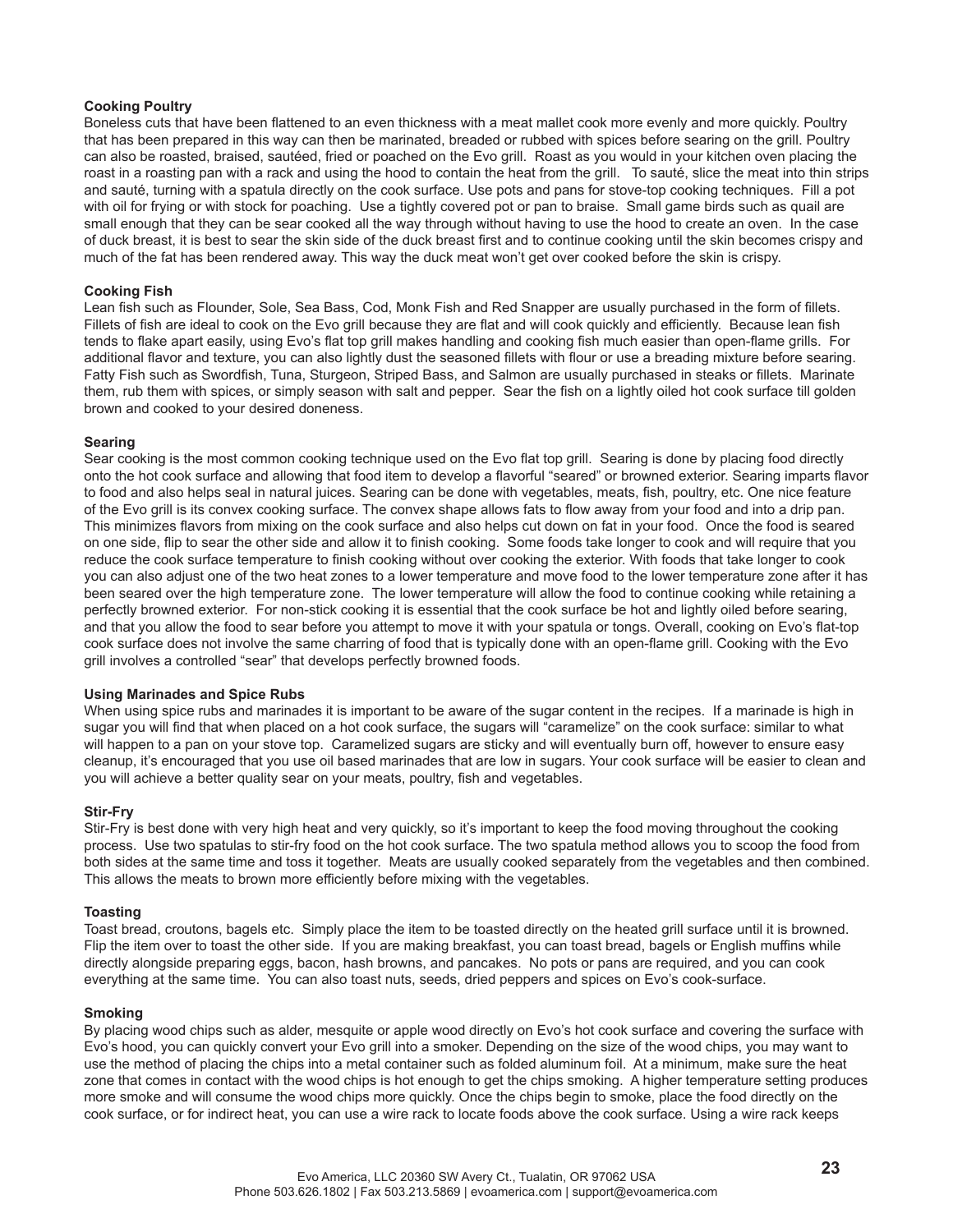**Cooking Poultry**
Boneless cuts that have been flattened to an even thickness with a meat mallet cook more evenly and more quickly. Poultry that has been prepared in this way can then be marinated, breaded or rubbed with spices before searing on the grill. Poultry can also be roasted, braised, sautéed, fried or poached on the Evo grill. Roast as you would in your kitchen oven placing the roast in a roasting pan with a rack and using the hood to contain the heat from the grill. To sauté, slice the meat into thin strips and sauté, turning with a spatula directly on the cook surface. Use pots and pans for stove-top cooking techniques. Fill a pot with oil for frying or with stock for poaching. Use a tightly covered pot or pan to braise. Small game birds such as quail are small enough that they can be sear cooked all the way through without having to use the hood to create an oven. In the case of duck breast, it is best to sear the skin side of the duck breast first and to continue cooking until the skin becomes crispy and much of the fat has been rendered away. This way the duck meat won't get over cooked before the skin is crispy.

**Cooking Fish**
Lean fish such as Flounder, Sole, Sea Bass, Cod, Monk Fish and Red Snapper are usually purchased in the form of fillets. Fillets of fish are ideal to cook on the Evo grill because they are flat and will cook quickly and efficiently. Because lean fish tends to flake apart easily, using Evo's flat top grill makes handling and cooking fish much easier than open-flame grills. For additional flavor and texture, you can also lightly dust the seasoned fillets with flour or use a breading mixture before searing. Fatty Fish such as Swordfish, Tuna, Sturgeon, Striped Bass, and Salmon are usually purchased in steaks or fillets. Marinate them, rub them with spices, or simply season with salt and pepper. Sear the fish on a lightly oiled hot cook surface till golden brown and cooked to your desired doneness.

**Searing**
Sear cooking is the most common cooking technique used on the Evo flat top grill. Searing is done by placing food directly onto the hot cook surface and allowing that food item to develop a flavorful "seared" or browned exterior. Searing imparts flavor to food and also helps seal in natural juices. Searing can be done with vegetables, meats, fish, poultry, etc. One nice feature of the Evo grill is its convex cooking surface. The convex shape allows fats to flow away from your food and into a drip pan. This minimizes flavors from mixing on the cook surface and also helps cut down on fat in your food. Once the food is seared on one side, flip to sear the other side and allow it to finish cooking. Some foods take longer to cook and will require that you reduce the cook surface temperature to finish cooking without over cooking the exterior. With foods that take longer to cook you can also adjust one of the two heat zones to a lower temperature and move food to the lower temperature zone after it has been seared over the high temperature zone. The lower temperature will allow the food to continue cooking while retaining a perfectly browned exterior. For non-stick cooking it is essential that the cook surface be hot and lightly oiled before searing, and that you allow the food to sear before you attempt to move it with your spatula or tongs. Overall, cooking on Evo's flat-top cook surface does not involve the same charring of food that is typically done with an open-flame grill. Cooking with the Evo grill involves a controlled "sear" that develops perfectly browned foods.

**Using Marinades and Spice Rubs**
When using spice rubs and marinades it is important to be aware of the sugar content in the recipes. If a marinade is high in sugar you will find that when placed on a hot cook surface, the sugars will "caramelize" on the cook surface: similar to what will happen to a pan on your stove top. Caramelized sugars are sticky and will eventually burn off, however to ensure easy cleanup, it's encouraged that you use oil based marinades that are low in sugars. Your cook surface will be easier to clean and you will achieve a better quality sear on your meats, poultry, fish and vegetables.

**Stir-Fry**
Stir-Fry is best done with very high heat and very quickly, so it's important to keep the food moving throughout the cooking process. Use two spatulas to stir-fry food on the hot cook surface. The two spatula method allows you to scoop the food from both sides at the same time and toss it together. Meats are usually cooked separately from the vegetables and then combined. This allows the meats to brown more efficiently before mixing with the vegetables.

**Toasting**
Toast bread, croutons, bagels etc. Simply place the item to be toasted directly on the heated grill surface until it is browned. Flip the item over to toast the other side. If you are making breakfast, you can toast bread, bagels or English muffins while directly alongside preparing eggs, bacon, hash browns, and pancakes. No pots or pans are required, and you can cook everything at the same time. You can also toast nuts, seeds, dried peppers and spices on Evo's cook-surface.

**Smoking**
By placing wood chips such as alder, mesquite or apple wood directly on Evo's hot cook surface and covering the surface with Evo's hood, you can quickly convert your Evo grill into a smoker. Depending on the size of the wood chips, you may want to use the method of placing the chips into a metal container such as folded aluminum foil. At a minimum, make sure the heat zone that comes in contact with the wood chips is hot enough to get the chips smoking. A higher temperature setting produces more smoke and will consume the wood chips more quickly. Once the chips begin to smoke, place the food directly on the cook surface, or for indirect heat, you can use a wire rack to locate foods above the cook surface. Using a wire rack keeps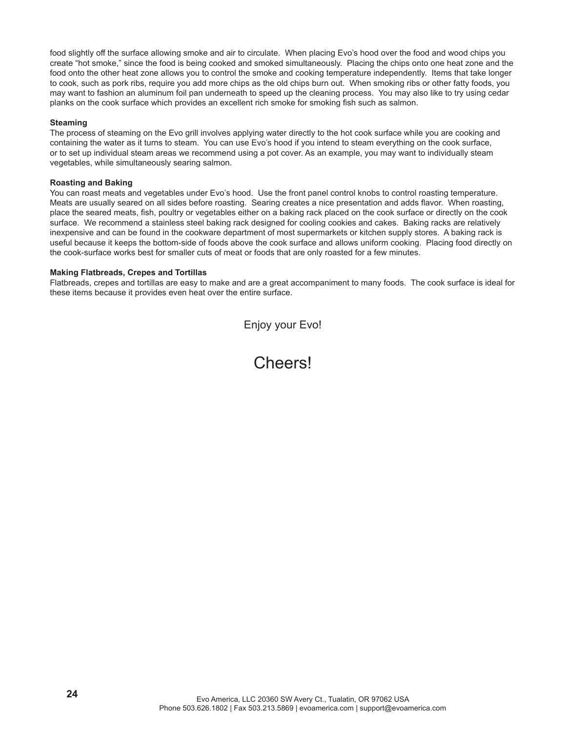food slightly off the surface allowing smoke and air to circulate. When placing Evo's hood over the food and wood chips you create "hot smoke," since the food is being cooked and smoked simultaneously. Placing the chips onto one heat zone and the food onto the other heat zone allows you to control the smoke and cooking temperature independently. Items that take longer to cook, such as pork ribs, require you add more chips as the old chips burn out. When smoking ribs or other fatty foods, you may want to fashion an aluminum foil pan underneath to speed up the cleaning process. You may also like to try using cedar planks on the cook surface which provides an excellent rich smoke for smoking fish such as salmon.

**Steaming**

The process of steaming on the Evo grill involves applying water directly to the hot cook surface while you are cooking and containing the water as it turns to steam. You can use Evo's hood if you intend to steam everything on the cook surface, or to set up individual steam areas we recommend using a pot cover. As an example, you may want to individually steam vegetables, while simultaneously searing salmon.

**Roasting and Baking**

You can roast meats and vegetables under Evo's hood. Use the front panel control knobs to control roasting temperature. Meats are usually seared on all sides before roasting. Searing creates a nice presentation and adds flavor. When roasting, place the seared meats, fish, poultry or vegetables either on a baking rack placed on the cook surface or directly on the cook surface. We recommend a stainless steel baking rack designed for cooling cookies and cakes. Baking racks are relatively inexpensive and can be found in the cookware department of most supermarkets or kitchen supply stores. A baking rack is useful because it keeps the bottom-side of foods above the cook surface and allows uniform cooking. Placing food directly on the cook-surface works best for smaller cuts of meat or foods that are only roasted for a few minutes.

**Making Flatbreads, Crepes and Tortillas**

Flatbreads, crepes and tortillas are easy to make and are a great accompaniment to many foods. The cook surface is ideal for these items because it provides even heat over the entire surface.

Enjoy your Evo!

## Cheers!

Evo America, LLC 20360 SW Avery Ct., Tualatin, OR 97062 USA
Phone 503.626.1802 | Fax 503.213.5869 | evoamerica.com | support@evoamerica.com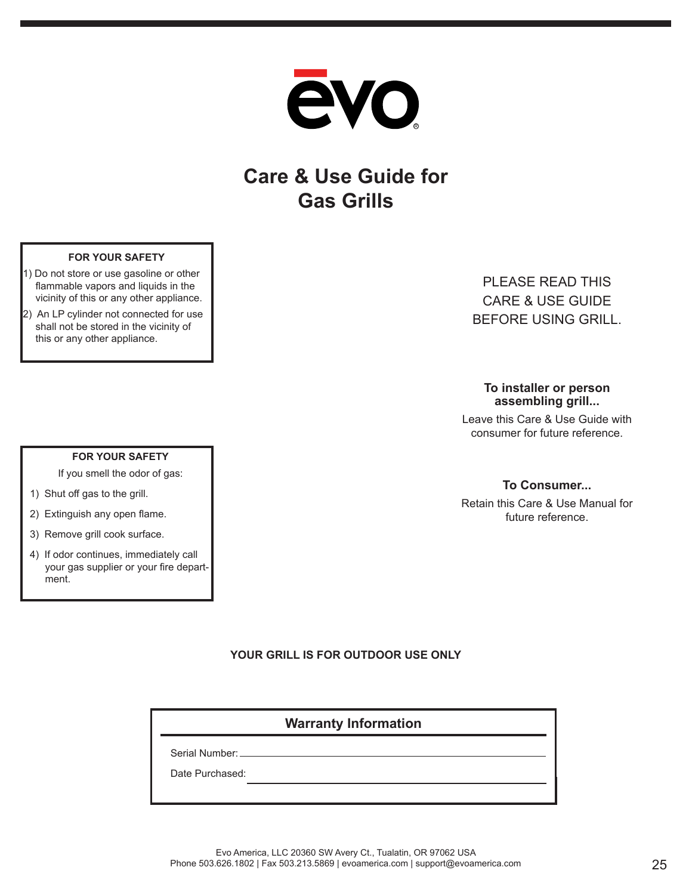# ēvo

# Care & Use Guide for Gas Grills

**FOR YOUR SAFETY**

1) Do not store or use gasoline or other flammable vapors and liquids in the vicinity of this or any other appliance.
2) An LP cylinder not connected for use shall not be stored in the vicinity of this or any other appliance.

PLEASE READ THIS CARE & USE GUIDE BEFORE USING GRILL.

**To installer or person assembling grill...**

Leave this Care & Use Guide with consumer for future reference.

**FOR YOUR SAFETY**

If you smell the odor of gas:

1) Shut off gas to the grill.
2) Extinguish any open flame.
3) Remove grill cook surface.
4) If odor continues, immediately call your gas supplier or your fire department.

**To Consumer...**

Retain this Care & Use Manual for future reference.

**YOUR GRILL IS FOR OUTDOOR USE ONLY**

**Warranty Information**

Serial Number: ______________________________

Date Purchased: ______________________________

Evo America, LLC 20360 SW Avery Ct., Tualatin, OR 97062 USA
Phone 503.626.1802 | Fax 503.213.5869 | evoamerica.com | support@evoamerica.com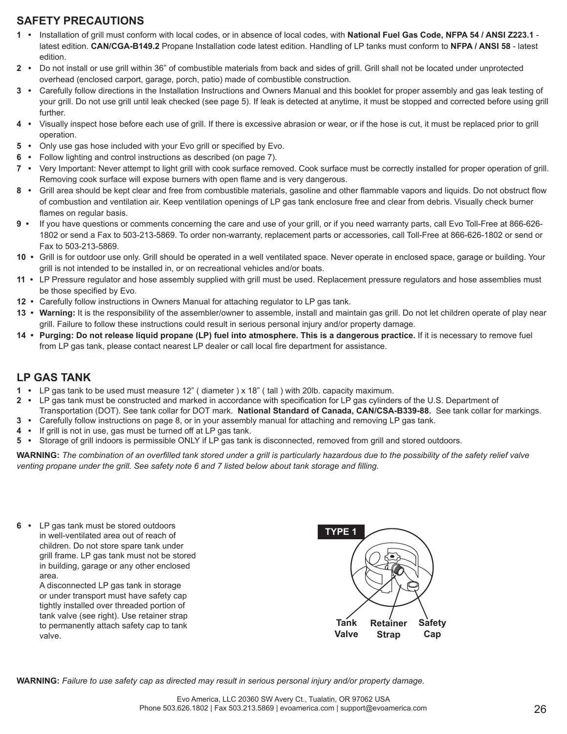## SAFETY PRECAUTIONS

1 • Installation of grill must conform with local codes, or in absence of local codes, with **National Fuel Gas Code, NFPA 54 / ANSI Z223.1** - latest edition. **CAN/CGA-B149.2** Propane Installation code latest edition. Handling of LP tanks must conform to **NFPA / ANSI 58** - latest edition.

2 • Do not install or use grill within 36" of combustible materials from back and sides of grill. Grill shall not be located under unprotected overhead (enclosed carport, garage, porch, patio) made of combustible construction.

3 • Carefully follow directions in the Installation Instructions and Owners Manual and this booklet for proper assembly and gas leak testing of your grill. Do not use grill until leak checked (see page 5). If leak is detected at anytime, it must be stopped and corrected before using grill further.

4 • Visually inspect hose before each use of grill. If there is excessive abrasion or wear, or if the hose is cut, it must be replaced prior to grill operation.

5 • Only use gas hose included with your Evo grill or specified by Evo.

6 • Follow lighting and control instructions as described (on page 7).

7 • Very Important: Never attempt to light grill with cook surface removed. Cook surface must be correctly installed for proper operation of grill. Removing cook surface will expose burners with open flame and is very dangerous.

8 • Grill area should be kept clear and free from combustible materials, gasoline and other flammable vapors and liquids. Do not obstruct flow of combustion and ventilation air. Keep ventilation openings of LP gas tank enclosure free and clear from debris. Visually check burner flames on regular basis.

9 • If you have questions or comments concerning the care and use of your grill, or if you need warranty parts, call Evo Toll-Free at 866-626-1802 or send a Fax to 503-213-5869. To order non-warranty, replacement parts or accessories, call Toll-Free at 866-626-1802 or send or Fax to 503-213-5869.

10 • Grill is for outdoor use only. Grill should be operated in a well ventilated space. Never operate in enclosed space, garage or building. Your grill is not intended to be installed in, or on recreational vehicles and/or boats.

11 • LP Pressure regulator and hose assembly supplied with grill must be used. Replacement pressure regulators and hose assemblies must be those specified by Evo.

12 • Carefully follow instructions in Owners Manual for attaching regulator to LP gas tank.

13 • **Warning:** It is the responsibility of the assembler/owner to assemble, install and maintain gas grill. Do not let children operate of play near grill. Failure to follow these instructions could result in serious personal injury and/or property damage.

14 • **Purging: Do not release liquid propane (LP) fuel into atmosphere. This is a dangerous practice.** If it is necessary to remove fuel from LP gas tank, please contact nearest LP dealer or call local fire department for assistance.

## LP GAS TANK

1 • LP gas tank to be used must measure 12" ( diameter ) x 18" ( tall ) with 20lb. capacity maximum.

2 • LP gas tank must be constructed and marked in accordance with specification for LP gas cylinders of the U.S. Department of Transportation (DOT). See tank collar for DOT mark. **National Standard of Canada, CAN/CSA-B339-88.** See tank collar for markings.

3 • Carefully follow instructions on page 8, or in your assembly manual for attaching and removing LP gas tank.

4 • If grill is not in use, gas must be turned off at LP gas tank.

5 • Storage of grill indoors is permissible ONLY if LP gas tank is disconnected, removed from grill and stored outdoors.

**WARNING:** *The combination of an overfilled tank stored under a grill is particularly hazardous due to the possibility of the safety relief valve venting propane under the grill. See safety note 6 and 7 listed below about tank storage and filling.*

6 • LP gas tank must be stored outdoors in well-ventilated area out of reach of children. Do not store spare tank under grill frame. LP gas tank must not be stored in building, garage or any other enclosed area.
A disconnected LP gas tank in storage or under transport must have safety cap tightly installed over threaded portion of tank valve (see right). Use retainer strap to permanently attach safety cap to tank valve.

TYPE 1

Tank Valve | Retainer Strap | Safety Cap

**WARNING:** *Failure to use safety cap as directed may result in serious personal injury and/or property damage.*

Evo America, LLC 20360 SW Avery Ct., Tualatin, OR 97062 USA
Phone 503.626.1802 | Fax 503.213.5869 | evoamerica.com | support@evoamerica.com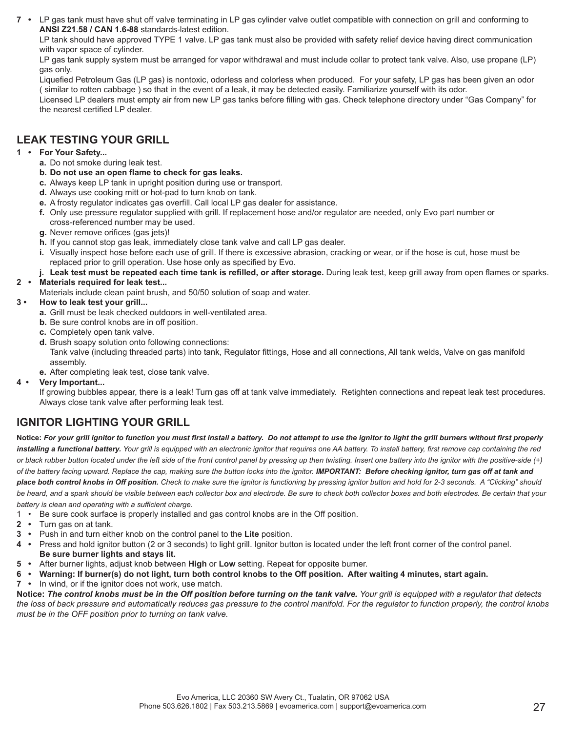7 • LP gas tank must have shut off valve terminating in LP gas cylinder valve outlet compatible with connection on grill and conforming to **ANSI Z21.58 / CAN 1.6-88** standards-latest edition.
LP tank should have approved TYPE 1 valve. LP gas tank must also be provided with safety relief device having direct communication with vapor space of cylinder.
LP gas tank supply system must be arranged for vapor withdrawal and must include collar to protect tank valve. Also, use propane (LP) gas only.
Liquefied Petroleum Gas (LP gas) is nontoxic, odorless and colorless when produced. For your safety, LP gas has been given an odor ( similar to rotten cabbage ) so that in the event of a leak, it may be detected easily. Familiarize yourself with its odor.
Licensed LP dealers must empty air from new LP gas tanks before filling with gas. Check telephone directory under "Gas Company" for the nearest certified LP dealer.

## LEAK TESTING YOUR GRILL

1 • **For Your Safety...**
- **a.** Do not smoke during leak test.
- **b. Do not use an open flame to check for gas leaks.**
- **c.** Always keep LP tank in upright position during use or transport.
- **d.** Always use cooking mitt or hot-pad to turn knob on tank.
- **e.** A frosty regulator indicates gas overfill. Call local LP gas dealer for assistance.
- **f.** Only use pressure regulator supplied with grill. If replacement hose and/or regulator are needed, only Evo part number or cross-referenced number may be used.
- **g.** Never remove orifices (gas jets)!
- **h.** If you cannot stop gas leak, immediately close tank valve and call LP gas dealer.
- **i.** Visually inspect hose before each use of grill. If there is excessive abrasion, cracking or wear, or if the hose is cut, hose must be replaced prior to grill operation. Use hose only as specified by Evo.
- **j. Leak test must be repeated each time tank is refilled, or after storage.** During leak test, keep grill away from open flames or sparks.

2 • **Materials required for leak test...**
Materials include clean paint brush, and 50/50 solution of soap and water.

3 • **How to leak test your grill...**
- **a.** Grill must be leak checked outdoors in well-ventilated area.
- **b.** Be sure control knobs are in off position.
- **c.** Completely open tank valve.
- **d.** Brush soapy solution onto following connections:
  Tank valve (including threaded parts) into tank, Regulator fittings, Hose and all connections, All tank welds, Valve on gas manifold assembly.
- **e.** After completing leak test, close tank valve.

4 • **Very Important...**
If growing bubbles appear, there is a leak! Turn gas off at tank valve immediately. Retighten connections and repeat leak test procedures. Always close tank valve after performing leak test.

## IGNITOR LIGHTING YOUR GRILL

**Notice:** ***For your grill ignitor to function you must first install a battery. Do not attempt to use the ignitor to light the grill burners without first properly installing a functional battery.*** *Your grill is equipped with an electronic ignitor that requires one AA battery. To install battery, first remove cap containing the red or black rubber button located under the left side of the front control panel by pressing up then twisting. Insert one battery into the ignitor with the positive-side (+) of the battery facing upward. Replace the cap, making sure the button locks into the ignitor.* ***IMPORTANT: Before checking ignitor, turn gas off at tank and place both control knobs in Off position.*** *Check to make sure the ignitor is functioning by pressing ignitor button and hold for 2-3 seconds. A "Clicking" should be heard, and a spark should be visible between each collector box and electrode. Be sure to check both collector boxes and both electrodes. Be certain that your battery is clean and operating with a sufficient charge.*

1 • Be sure cook surface is properly installed and gas control knobs are in the Off position.
2 • Turn gas on at tank.
3 • Push in and turn either knob on the control panel to the **Lite** position.
4 • Press and hold ignitor button (2 or 3 seconds) to light grill. Ignitor button is located under the left front corner of the control panel.
**Be sure burner lights and stays lit.**
5 • After burner lights, adjust knob between **High** or **Low** setting. Repeat for opposite burner.
6 • **Warning: If burner(s) do not light, turn both control knobs to the Off position. After waiting 4 minutes, start again.**
7 • In wind, or if the ignitor does not work, use match.

**Notice:** ***The control knobs must be in the Off position before turning on the tank valve.*** *Your grill is equipped with a regulator that detects the loss of back pressure and automatically reduces gas pressure to the control manifold. For the regulator to function properly, the control knobs must be in the OFF position prior to turning on tank valve.*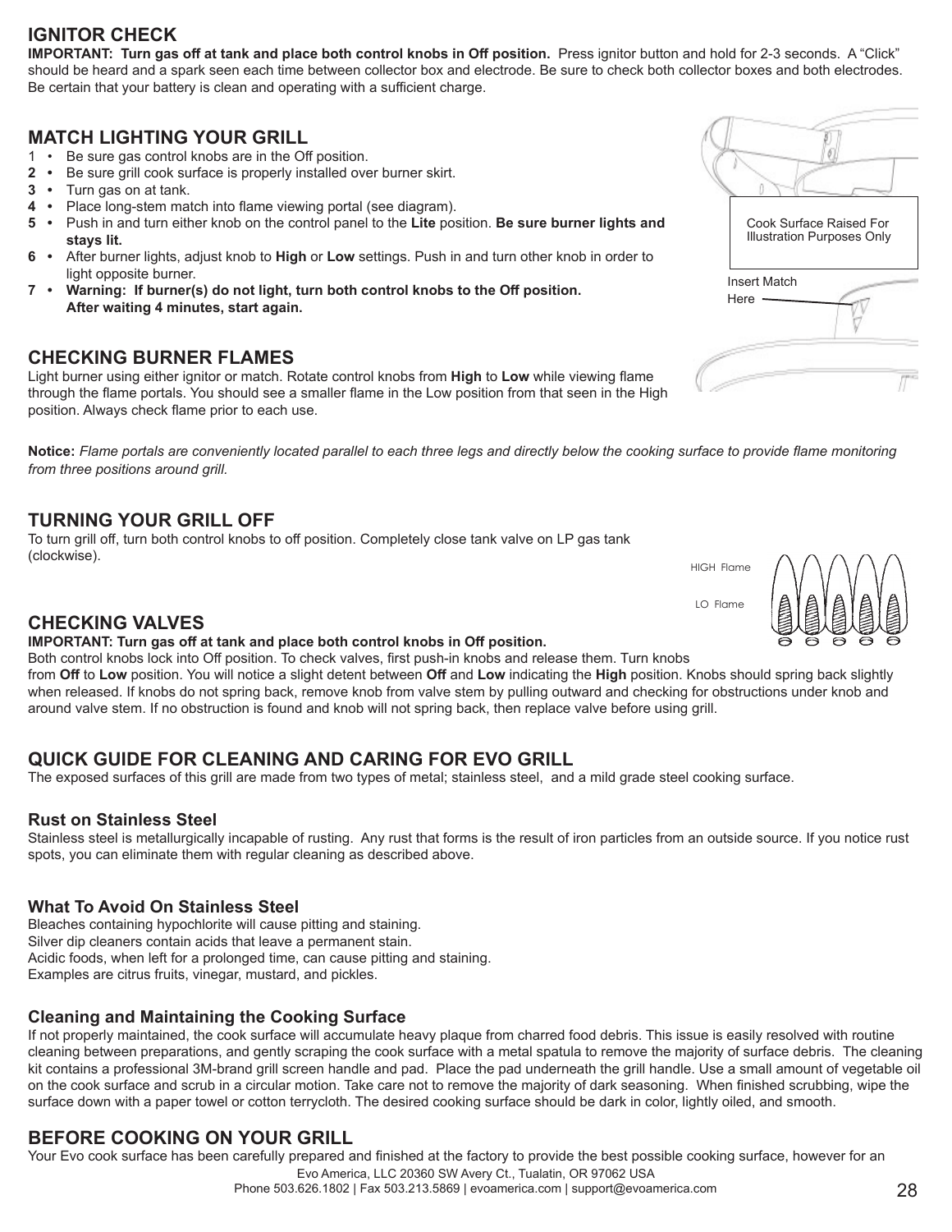## IGNITOR CHECK

**IMPORTANT: Turn gas off at tank and place both control knobs in Off position.** Press ignitor button and hold for 2-3 seconds. A "Click" should be heard and a spark seen each time between collector box and electrode. Be sure to check both collector boxes and both electrodes. Be certain that your battery is clean and operating with a sufficient charge.

## MATCH LIGHTING YOUR GRILL

1 • Be sure gas control knobs are in the Off position.
**2 •** Be sure grill cook surface is properly installed over burner skirt.
**3 •** Turn gas on at tank.
**4 •** Place long-stem match into flame viewing portal (see diagram).
**5 •** Push in and turn either knob on the control panel to the **Lite** position. **Be sure burner lights and stays lit.**
**6 •** After burner lights, adjust knob to **High** or **Low** settings. Push in and turn other knob in order to light opposite burner.
**7 • Warning: If burner(s) do not light, turn both control knobs to the Off position. After waiting 4 minutes, start again.**

Cook Surface Raised For Illustration Purposes Only

Insert Match Here

## CHECKING BURNER FLAMES

Light burner using either ignitor or match. Rotate control knobs from **High** to **Low** while viewing flame through the flame portals. You should see a smaller flame in the Low position from that seen in the High position. Always check flame prior to each use.

**Notice:** *Flame portals are conveniently located parallel to each three legs and directly below the cooking surface to provide flame monitoring from three positions around grill.*

## TURNING YOUR GRILL OFF

To turn grill off, turn both control knobs to off position. Completely close tank valve on LP gas tank (clockwise).

HIGH Flame

LO Flame

## CHECKING VALVES

**IMPORTANT: Turn gas off at tank and place both control knobs in Off position.**
Both control knobs lock into Off position. To check valves, first push-in knobs and release them. Turn knobs from **Off** to **Low** position. You will notice a slight detent between **Off** and **Low** indicating the **High** position. Knobs should spring back slightly when released. If knobs do not spring back, remove knob from valve stem by pulling outward and checking for obstructions under knob and around valve stem. If no obstruction is found and knob will not spring back, then replace valve before using grill.

## QUICK GUIDE FOR CLEANING AND CARING FOR EVO GRILL

The exposed surfaces of this grill are made from two types of metal; stainless steel, and a mild grade steel cooking surface.

### Rust on Stainless Steel

Stainless steel is metallurgically incapable of rusting. Any rust that forms is the result of iron particles from an outside source. If you notice rust spots, you can eliminate them with regular cleaning as described above.

### What To Avoid On Stainless Steel

Bleaches containing hypochlorite will cause pitting and staining.
Silver dip cleaners contain acids that leave a permanent stain.
Acidic foods, when left for a prolonged time, can cause pitting and staining.
Examples are citrus fruits, vinegar, mustard, and pickles.

### Cleaning and Maintaining the Cooking Surface

If not properly maintained, the cook surface will accumulate heavy plaque from charred food debris. This issue is easily resolved with routine cleaning between preparations, and gently scraping the cook surface with a metal spatula to remove the majority of surface debris. The cleaning kit contains a professional 3M-brand grill screen handle and pad. Place the pad underneath the grill handle. Use a small amount of vegetable oil on the cook surface and scrub in a circular motion. Take care not to remove the majority of dark seasoning. When finished scrubbing, wipe the surface down with a paper towel or cotton terrycloth. The desired cooking surface should be dark in color, lightly oiled, and smooth.

## BEFORE COOKING ON YOUR GRILL

Your Evo cook surface has been carefully prepared and finished at the factory to provide the best possible cooking surface, however for an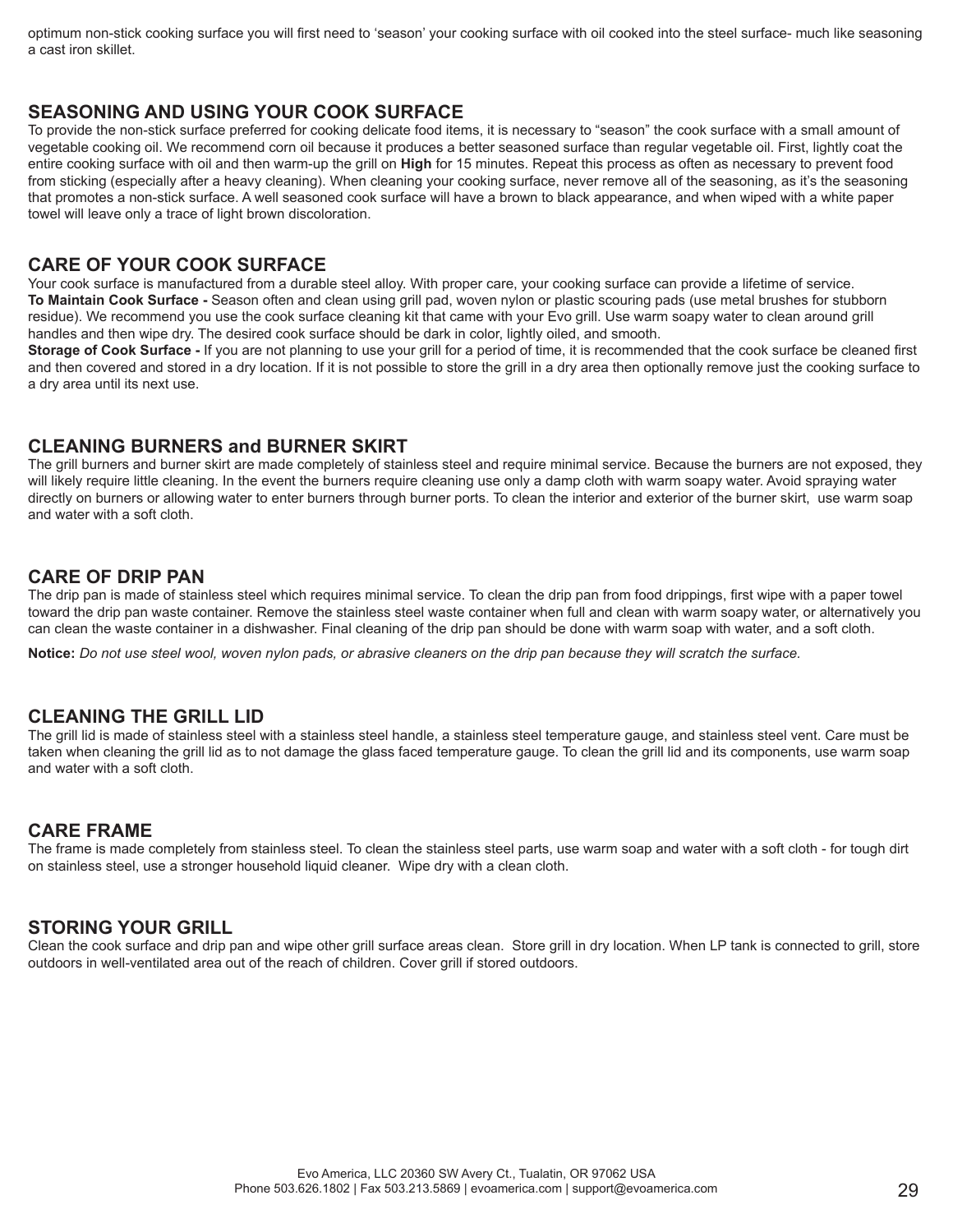optimum non-stick cooking surface you will first need to 'season' your cooking surface with oil cooked into the steel surface- much like seasoning a cast iron skillet.

## SEASONING AND USING YOUR COOK SURFACE

To provide the non-stick surface preferred for cooking delicate food items, it is necessary to "season" the cook surface with a small amount of vegetable cooking oil. We recommend corn oil because it produces a better seasoned surface than regular vegetable oil. First, lightly coat the entire cooking surface with oil and then warm-up the grill on **High** for 15 minutes. Repeat this process as often as necessary to prevent food from sticking (especially after a heavy cleaning). When cleaning your cooking surface, never remove all of the seasoning, as it's the seasoning that promotes a non-stick surface. A well seasoned cook surface will have a brown to black appearance, and when wiped with a white paper towel will leave only a trace of light brown discoloration.

## CARE OF YOUR COOK SURFACE

Your cook surface is manufactured from a durable steel alloy. With proper care, your cooking surface can provide a lifetime of service.

**To Maintain Cook Surface -** Season often and clean using grill pad, woven nylon or plastic scouring pads (use metal brushes for stubborn residue). We recommend you use the cook surface cleaning kit that came with your Evo grill. Use warm soapy water to clean around grill handles and then wipe dry. The desired cook surface should be dark in color, lightly oiled, and smooth.

**Storage of Cook Surface -** If you are not planning to use your grill for a period of time, it is recommended that the cook surface be cleaned first and then covered and stored in a dry location. If it is not possible to store the grill in a dry area then optionally remove just the cooking surface to a dry area until its next use.

## CLEANING BURNERS and BURNER SKIRT

The grill burners and burner skirt are made completely of stainless steel and require minimal service. Because the burners are not exposed, they will likely require little cleaning. In the event the burners require cleaning use only a damp cloth with warm soapy water. Avoid spraying water directly on burners or allowing water to enter burners through burner ports. To clean the interior and exterior of the burner skirt, use warm soap and water with a soft cloth.

## CARE OF DRIP PAN

The drip pan is made of stainless steel which requires minimal service. To clean the drip pan from food drippings, first wipe with a paper towel toward the drip pan waste container. Remove the stainless steel waste container when full and clean with warm soapy water, or alternatively you can clean the waste container in a dishwasher. Final cleaning of the drip pan should be done with warm soap with water, and a soft cloth.

**Notice:** *Do not use steel wool, woven nylon pads, or abrasive cleaners on the drip pan because they will scratch the surface.*

## CLEANING THE GRILL LID

The grill lid is made of stainless steel with a stainless steel handle, a stainless steel temperature gauge, and stainless steel vent. Care must be taken when cleaning the grill lid as to not damage the glass faced temperature gauge. To clean the grill lid and its components, use warm soap and water with a soft cloth.

## CARE FRAME

The frame is made completely from stainless steel. To clean the stainless steel parts, use warm soap and water with a soft cloth - for tough dirt on stainless steel, use a stronger household liquid cleaner. Wipe dry with a clean cloth.

## STORING YOUR GRILL

Clean the cook surface and drip pan and wipe other grill surface areas clean. Store grill in dry location. When LP tank is connected to grill, store outdoors in well-ventilated area out of the reach of children. Cover grill if stored outdoors.

Evo America, LLC 20360 SW Avery Ct., Tualatin, OR 97062 USA
Phone 503.626.1802 | Fax 503.213.5869 | evoamerica.com | support@evoamerica.com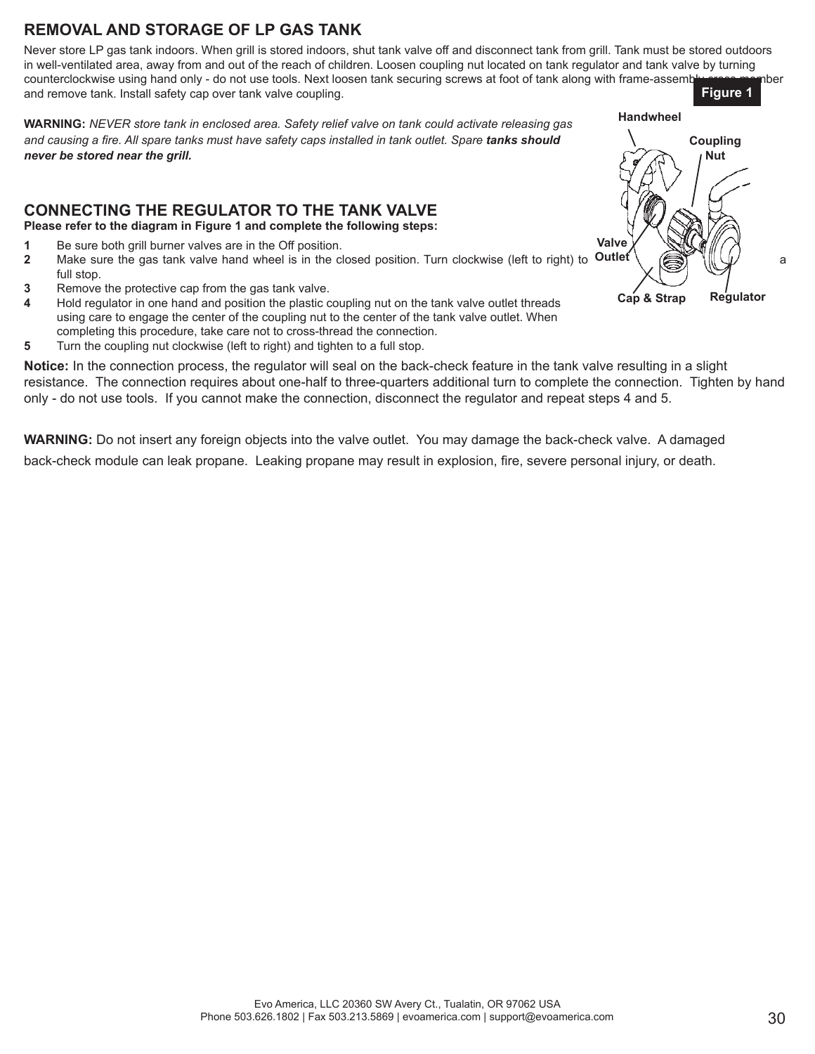## REMOVAL AND STORAGE OF LP GAS TANK

Never store LP gas tank indoors. When grill is stored indoors, shut tank valve off and disconnect tank from grill. Tank must be stored outdoors in well-ventilated area, away from and out of the reach of children. Loosen coupling nut located on tank regulator and tank valve by turning counterclockwise using hand only - do not use tools. Next loosen tank securing screws at foot of tank along with frame-assembly cross member and remove tank. Install safety cap over tank valve coupling.

**WARNING:** *NEVER store tank in enclosed area. Safety relief valve on tank could activate releasing gas and causing a fire. All spare tanks must have safety caps installed in tank outlet. Spare* ***tanks should never be stored near the grill.***

Figure 1

Handwheel

Coupling Nut

Valve Outlet

Cap & Strap

Regulator

## CONNECTING THE REGULATOR TO THE TANK VALVE

**Please refer to the diagram in Figure 1 and complete the following steps:**

1. Be sure both grill burner valves are in the Off position.
2. Make sure the gas tank valve hand wheel is in the closed position. Turn clockwise (left to right) to a full stop.
3. Remove the protective cap from the gas tank valve.
4. Hold regulator in one hand and position the plastic coupling nut on the tank valve outlet threads using care to engage the center of the coupling nut to the center of the tank valve outlet. When completing this procedure, take care not to cross-thread the connection.
5. Turn the coupling nut clockwise (left to right) and tighten to a full stop.

**Notice:** In the connection process, the regulator will seal on the back-check feature in the tank valve resulting in a slight resistance. The connection requires about one-half to three-quarters additional turn to complete the connection. Tighten by hand only - do not use tools. If you cannot make the connection, disconnect the regulator and repeat steps 4 and 5.

**WARNING:** Do not insert any foreign objects into the valve outlet. You may damage the back-check valve. A damaged back-check module can leak propane. Leaking propane may result in explosion, fire, severe personal injury, or death.

Evo America, LLC 20360 SW Avery Ct., Tualatin, OR 97062 USA
Phone 503.626.1802 | Fax 503.213.5869 | evoamerica.com | support@evoamerica.com